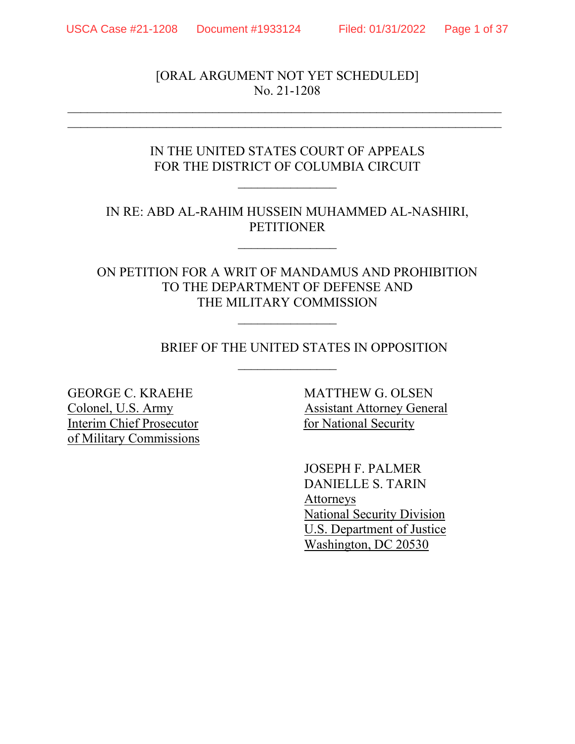[ORAL ARGUMENT NOT YET SCHEDULED]
No. 21-1208

---

IN THE UNITED STATES COURT OF APPEALS
FOR THE DISTRICT OF COLUMBIA CIRCUIT

---

IN RE: ABD AL-RAHIM HUSSEIN MUHAMMED AL-NASHIRI,
PETITIONER

---

ON PETITION FOR A WRIT OF MANDAMUS AND PROHIBITION
TO THE DEPARTMENT OF DEFENSE AND
THE MILITARY COMMISSION

---

BRIEF OF THE UNITED STATES IN OPPOSITION

---

GEORGE C. KRAEHE
Colonel, U.S. Army
Interim Chief Prosecutor
of Military Commissions

MATTHEW G. OLSEN
Assistant Attorney General
for National Security

JOSEPH F. PALMER
DANIELLE S. TARIN
Attorneys
National Security Division
U.S. Department of Justice
Washington, DC 20530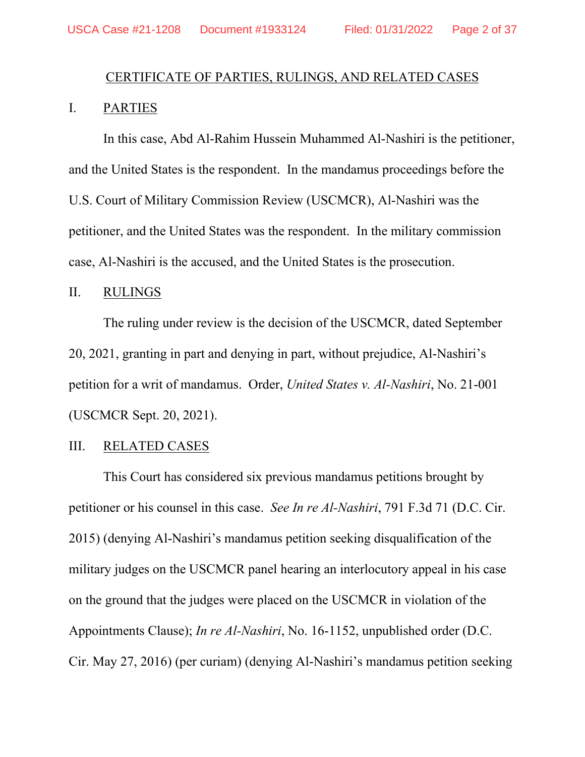## CERTIFICATE OF PARTIES, RULINGS, AND RELATED CASES

### I. PARTIES

In this case, Abd Al-Rahim Hussein Muhammed Al-Nashiri is the petitioner, and the United States is the respondent. In the mandamus proceedings before the U.S. Court of Military Commission Review (USCMCR), Al-Nashiri was the petitioner, and the United States was the respondent. In the military commission case, Al-Nashiri is the accused, and the United States is the prosecution.

### II. RULINGS

The ruling under review is the decision of the USCMCR, dated September 20, 2021, granting in part and denying in part, without prejudice, Al-Nashiri's petition for a writ of mandamus. Order, *United States v. Al-Nashiri*, No. 21-001 (USCMCR Sept. 20, 2021).

### III. RELATED CASES

This Court has considered six previous mandamus petitions brought by petitioner or his counsel in this case. *See In re Al-Nashiri*, 791 F.3d 71 (D.C. Cir. 2015) (denying Al-Nashiri's mandamus petition seeking disqualification of the military judges on the USCMCR panel hearing an interlocutory appeal in his case on the ground that the judges were placed on the USCMCR in violation of the Appointments Clause); *In re Al-Nashiri*, No. 16-1152, unpublished order (D.C. Cir. May 27, 2016) (per curiam) (denying Al-Nashiri's mandamus petition seeking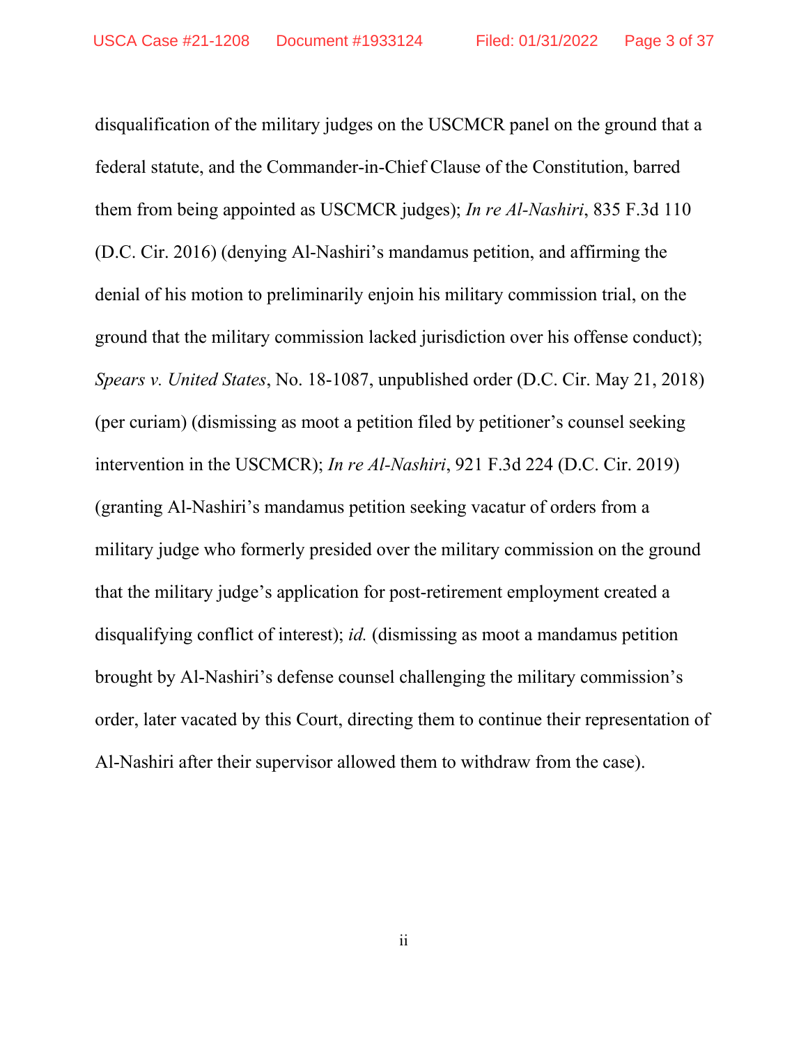disqualification of the military judges on the USCMCR panel on the ground that a federal statute, and the Commander-in-Chief Clause of the Constitution, barred them from being appointed as USCMCR judges); *In re Al-Nashiri*, 835 F.3d 110 (D.C. Cir. 2016) (denying Al-Nashiri's mandamus petition, and affirming the denial of his motion to preliminarily enjoin his military commission trial, on the ground that the military commission lacked jurisdiction over his offense conduct); *Spears v. United States*, No. 18-1087, unpublished order (D.C. Cir. May 21, 2018) (per curiam) (dismissing as moot a petition filed by petitioner's counsel seeking intervention in the USCMCR); *In re Al-Nashiri*, 921 F.3d 224 (D.C. Cir. 2019) (granting Al-Nashiri's mandamus petition seeking vacatur of orders from a military judge who formerly presided over the military commission on the ground that the military judge's application for post-retirement employment created a disqualifying conflict of interest); *id.* (dismissing as moot a mandamus petition brought by Al-Nashiri's defense counsel challenging the military commission's order, later vacated by this Court, directing them to continue their representation of Al-Nashiri after their supervisor allowed them to withdraw from the case).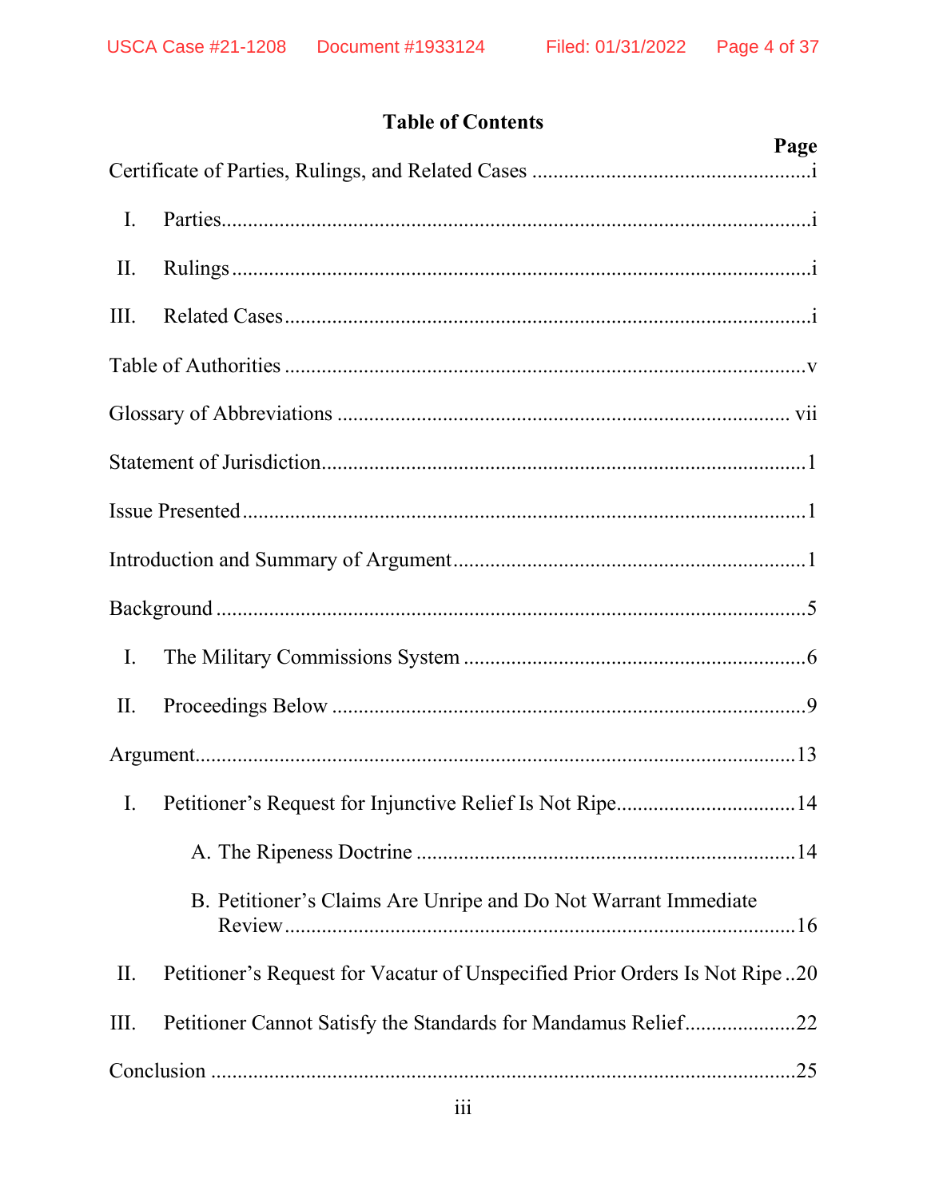## Table of Contents

| | Page |
|---|---|
| Certificate of Parties, Rulings, and Related Cases | i |
| I. Parties | i |
| II. Rulings | i |
| III. Related Cases | i |
| Table of Authorities | v |
| Glossary of Abbreviations | vii |
| Statement of Jurisdiction | 1 |
| Issue Presented | 1 |
| Introduction and Summary of Argument | 1 |
| Background | 5 |
| I. The Military Commissions System | 6 |
| II. Proceedings Below | 9 |
| Argument | 13 |
| I. Petitioner's Request for Injunctive Relief Is Not Ripe | 14 |
| A. The Ripeness Doctrine | 14 |
| B. Petitioner's Claims Are Unripe and Do Not Warrant Immediate Review | 16 |
| II. Petitioner's Request for Vacatur of Unspecified Prior Orders Is Not Ripe | 20 |
| III. Petitioner Cannot Satisfy the Standards for Mandamus Relief | 22 |
| Conclusion | 25 |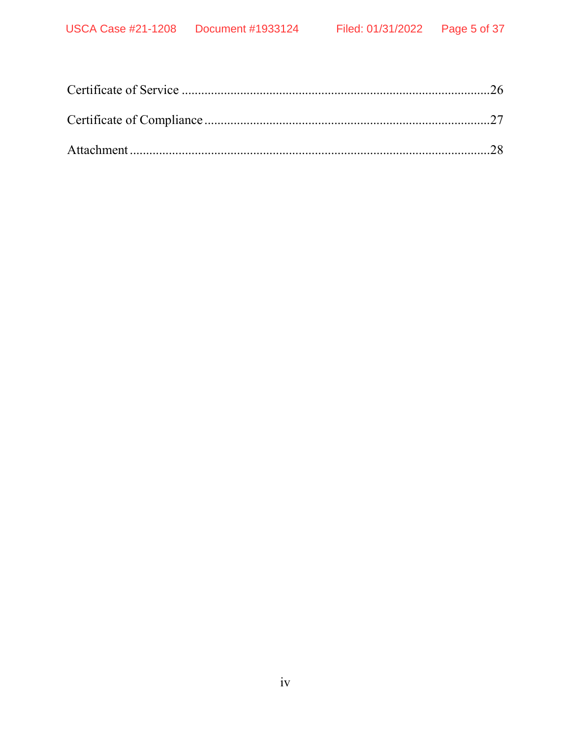Certificate of Service ..............................................................................................26

Certificate of Compliance .........................................................................................27

Attachment ...............................................................................................................28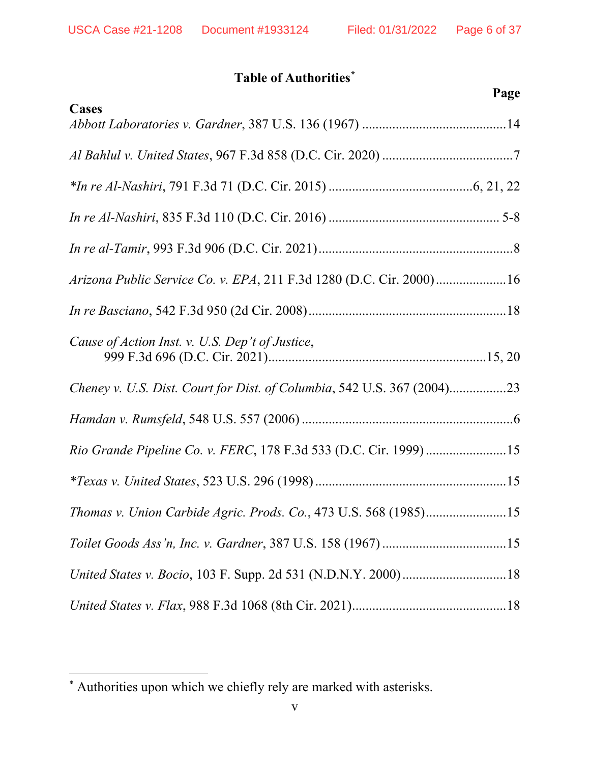# Table of Authorities[*]

**Page**

**Cases**

*Abbott Laboratories v. Gardner*, 387 U.S. 136 (1967) ........................................... 14

*Al Bahlul v. United States*, 967 F.3d 858 (D.C. Cir. 2020) ....................................... 7

*\*In re Al-Nashiri*, 791 F.3d 71 (D.C. Cir. 2015) ........................................... 6, 21, 22

*In re Al-Nashiri*, 835 F.3d 110 (D.C. Cir. 2016) .................................................. 5-8

*In re al-Tamir*, 993 F.3d 906 (D.C. Cir. 2021) ......................................................... 8

*Arizona Public Service Co. v. EPA*, 211 F.3d 1280 (D.C. Cir. 2000) ..................... 16

*In re Basciano*, 542 F.3d 950 (2d Cir. 2008) ........................................................... 18

*Cause of Action Inst. v. U.S. Dep't of Justice*,
999 F.3d 696 (D.C. Cir. 2021) ................................................................... 15, 20

*Cheney v. U.S. Dist. Court for Dist. of Columbia*, 542 U.S. 367 (2004) ................. 23

*Hamdan v. Rumsfeld*, 548 U.S. 557 (2006) ............................................................... 6

*Rio Grande Pipeline Co. v. FERC*, 178 F.3d 533 (D.C. Cir. 1999) ........................ 15

*\*Texas v. United States*, 523 U.S. 296 (1998) ......................................................... 15

*Thomas v. Union Carbide Agric. Prods. Co.*, 473 U.S. 568 (1985) ........................ 15

*Toilet Goods Ass'n, Inc. v. Gardner*, 387 U.S. 158 (1967) ..................................... 15

*United States v. Bocio*, 103 F. Supp. 2d 531 (N.D.N.Y. 2000) ............................... 18

*United States v. Flax*, 988 F.3d 1068 (8th Cir. 2021) .............................................. 18

---

[*] Authorities upon which we chiefly rely are marked with asterisks.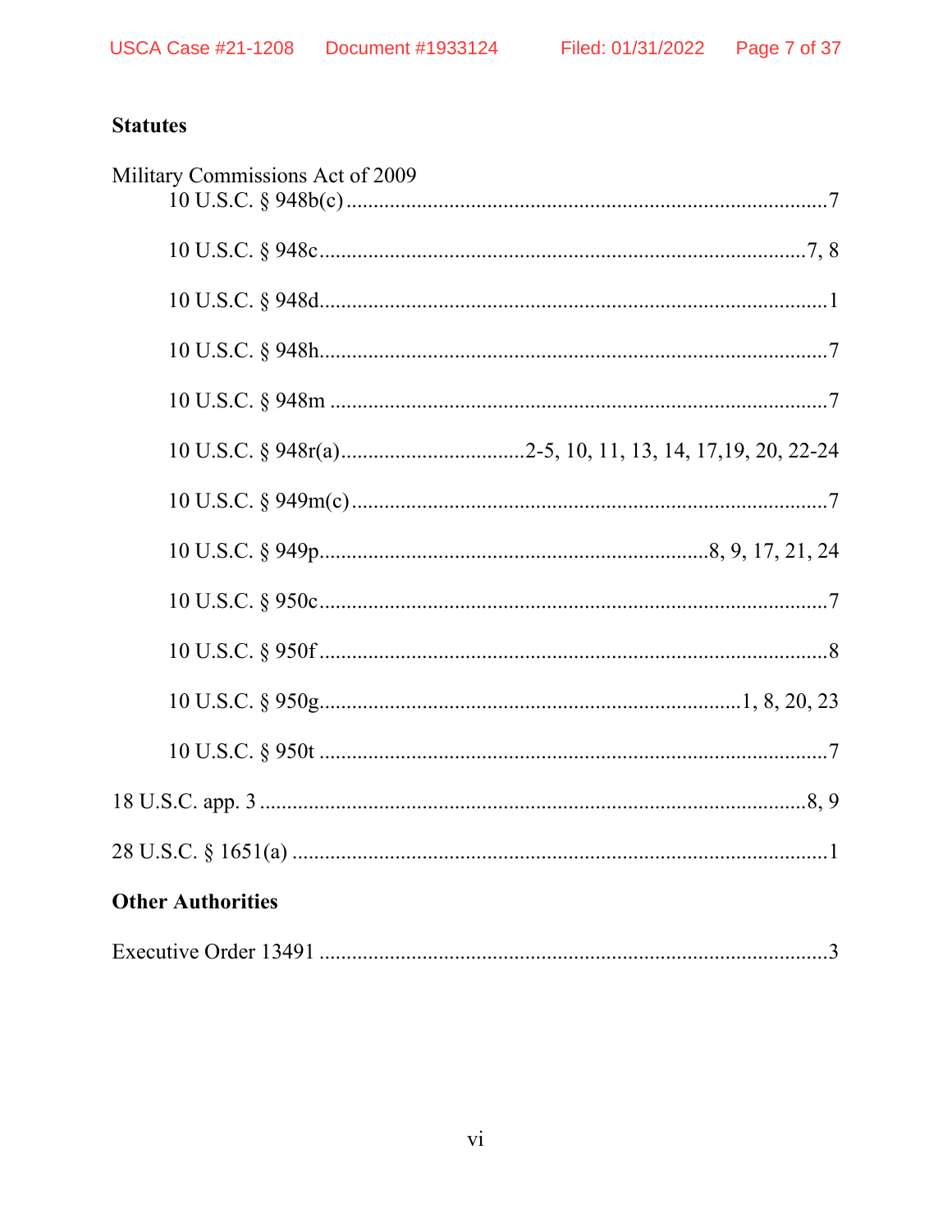**Statutes**

Military Commissions Act of 2009

10 U.S.C. § 948b(c) ........................................................................................7

10 U.S.C. § 948c.........................................................................................7, 8

10 U.S.C. § 948d.............................................................................................1

10 U.S.C. § 948h.............................................................................................7

10 U.S.C. § 948m ...........................................................................................7

10 U.S.C. § 948r(a).................................2-5, 10, 11, 13, 14, 17,19, 20, 22-24

10 U.S.C. § 949m(c) .......................................................................................7

10 U.S.C. § 949p.........................................................................8, 9, 17, 21, 24

10 U.S.C. § 950c.............................................................................................7

10 U.S.C. § 950f .............................................................................................8

10 U.S.C. § 950g.............................................................................1, 8, 20, 23

10 U.S.C. § 950t .............................................................................................7

18 U.S.C. app. 3 ......................................................................................8, 9

28 U.S.C. § 1651(a) ...........................................................................................1

**Other Authorities**

Executive Order 13491 ..........................................................................................3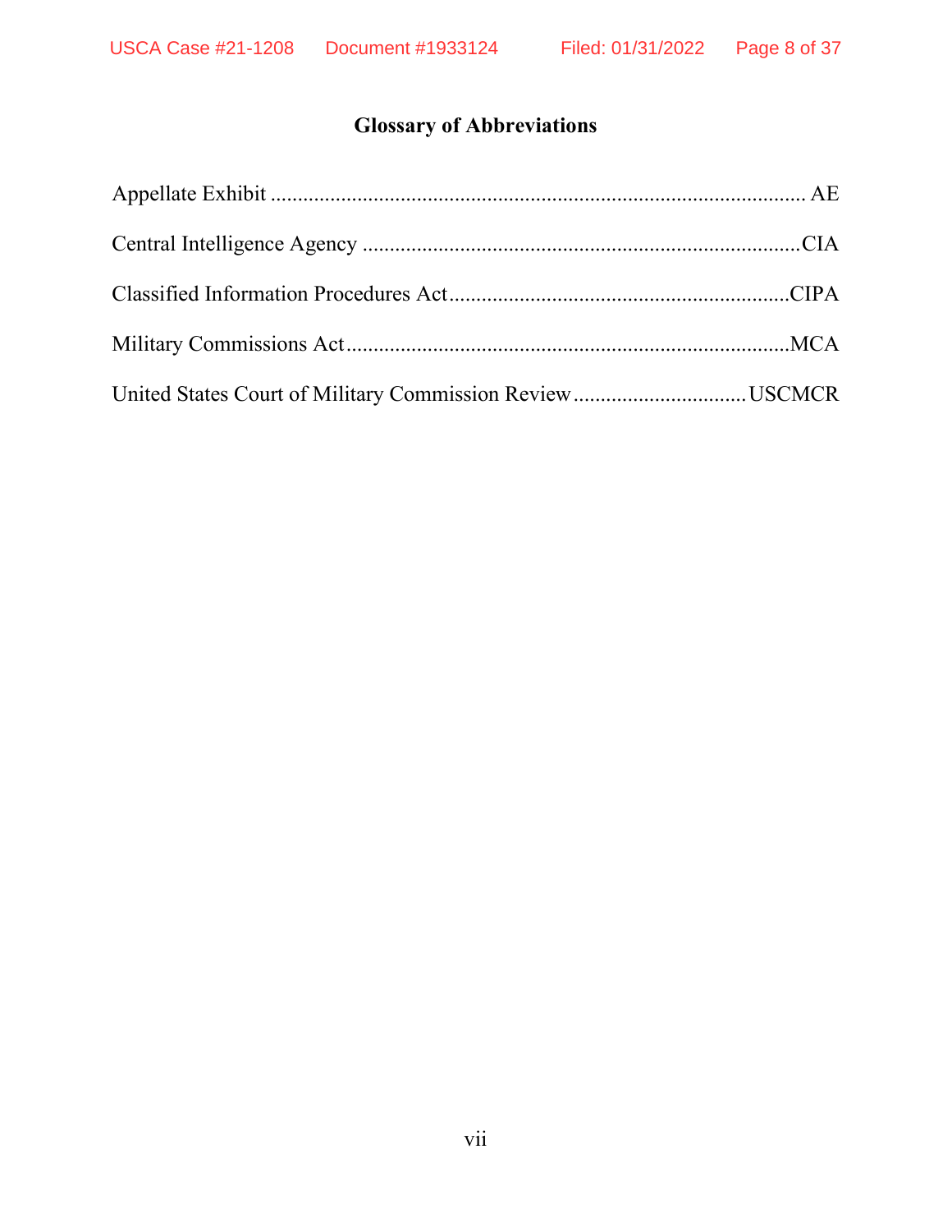# Glossary of Abbreviations

Appellate Exhibit .................................................................................................. AE

Central Intelligence Agency ................................................................................CIA

Classified Information Procedures Act..............................................................CIPA

Military Commissions Act.................................................................................MCA

United States Court of Military Commission Review ................................USCMCR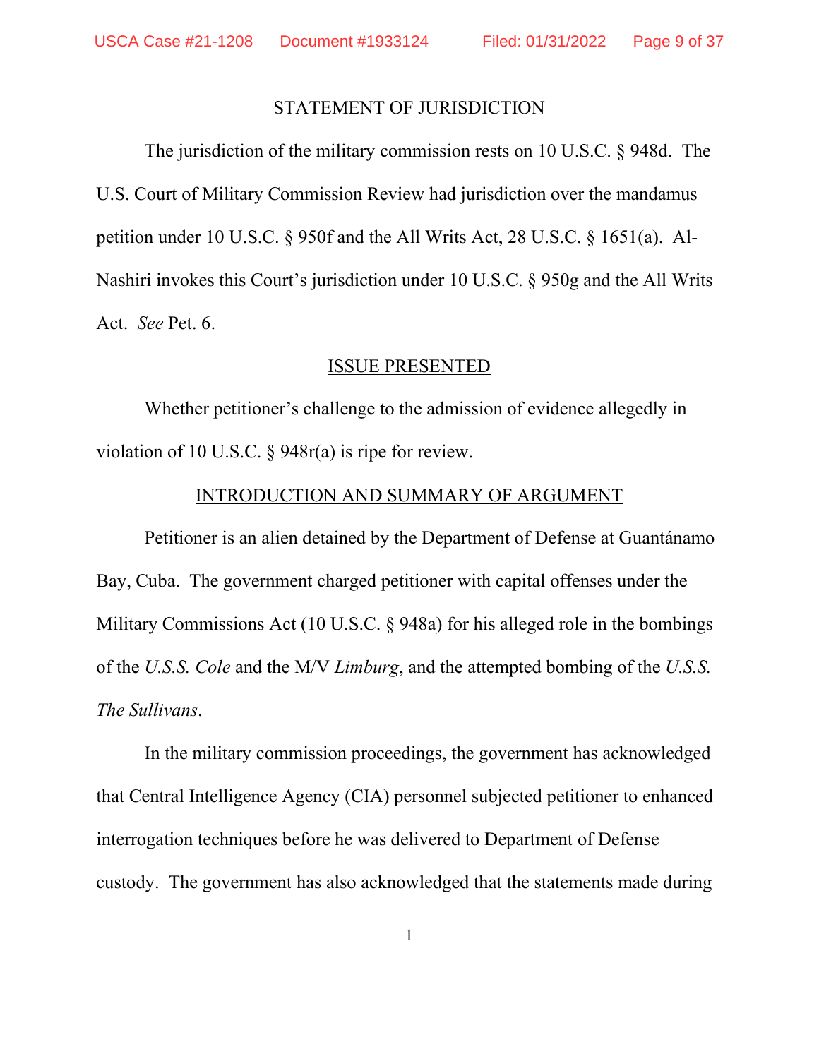## STATEMENT OF JURISDICTION

The jurisdiction of the military commission rests on 10 U.S.C. § 948d. The U.S. Court of Military Commission Review had jurisdiction over the mandamus petition under 10 U.S.C. § 950f and the All Writs Act, 28 U.S.C. § 1651(a). Al-Nashiri invokes this Court's jurisdiction under 10 U.S.C. § 950g and the All Writs Act. *See* Pet. 6.

## ISSUE PRESENTED

Whether petitioner's challenge to the admission of evidence allegedly in violation of 10 U.S.C. § 948r(a) is ripe for review.

## INTRODUCTION AND SUMMARY OF ARGUMENT

Petitioner is an alien detained by the Department of Defense at Guantánamo Bay, Cuba. The government charged petitioner with capital offenses under the Military Commissions Act (10 U.S.C. § 948a) for his alleged role in the bombings of the *U.S.S. Cole* and the M/V *Limburg*, and the attempted bombing of the *U.S.S. The Sullivans*.

In the military commission proceedings, the government has acknowledged that Central Intelligence Agency (CIA) personnel subjected petitioner to enhanced interrogation techniques before he was delivered to Department of Defense custody. The government has also acknowledged that the statements made during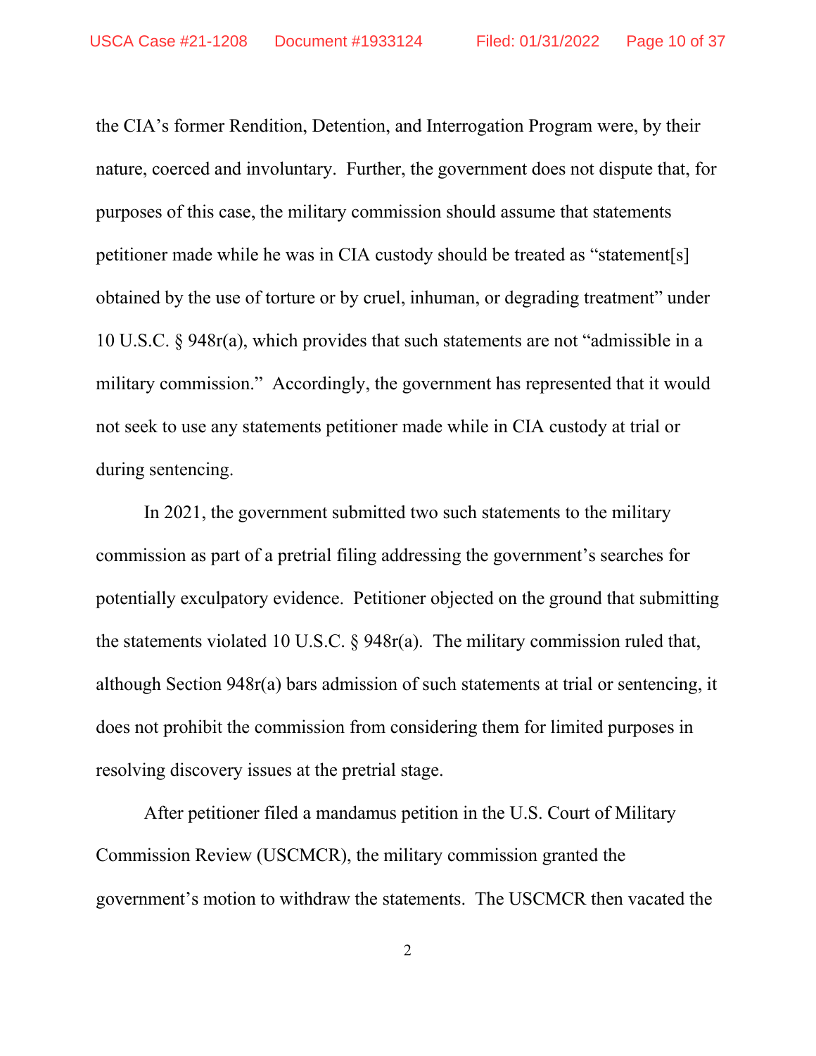the CIA's former Rendition, Detention, and Interrogation Program were, by their nature, coerced and involuntary. Further, the government does not dispute that, for purposes of this case, the military commission should assume that statements petitioner made while he was in CIA custody should be treated as "statement[s] obtained by the use of torture or by cruel, inhuman, or degrading treatment" under 10 U.S.C. § 948r(a), which provides that such statements are not "admissible in a military commission." Accordingly, the government has represented that it would not seek to use any statements petitioner made while in CIA custody at trial or during sentencing.

In 2021, the government submitted two such statements to the military commission as part of a pretrial filing addressing the government's searches for potentially exculpatory evidence. Petitioner objected on the ground that submitting the statements violated 10 U.S.C. § 948r(a). The military commission ruled that, although Section 948r(a) bars admission of such statements at trial or sentencing, it does not prohibit the commission from considering them for limited purposes in resolving discovery issues at the pretrial stage.

After petitioner filed a mandamus petition in the U.S. Court of Military Commission Review (USCMCR), the military commission granted the government's motion to withdraw the statements. The USCMCR then vacated the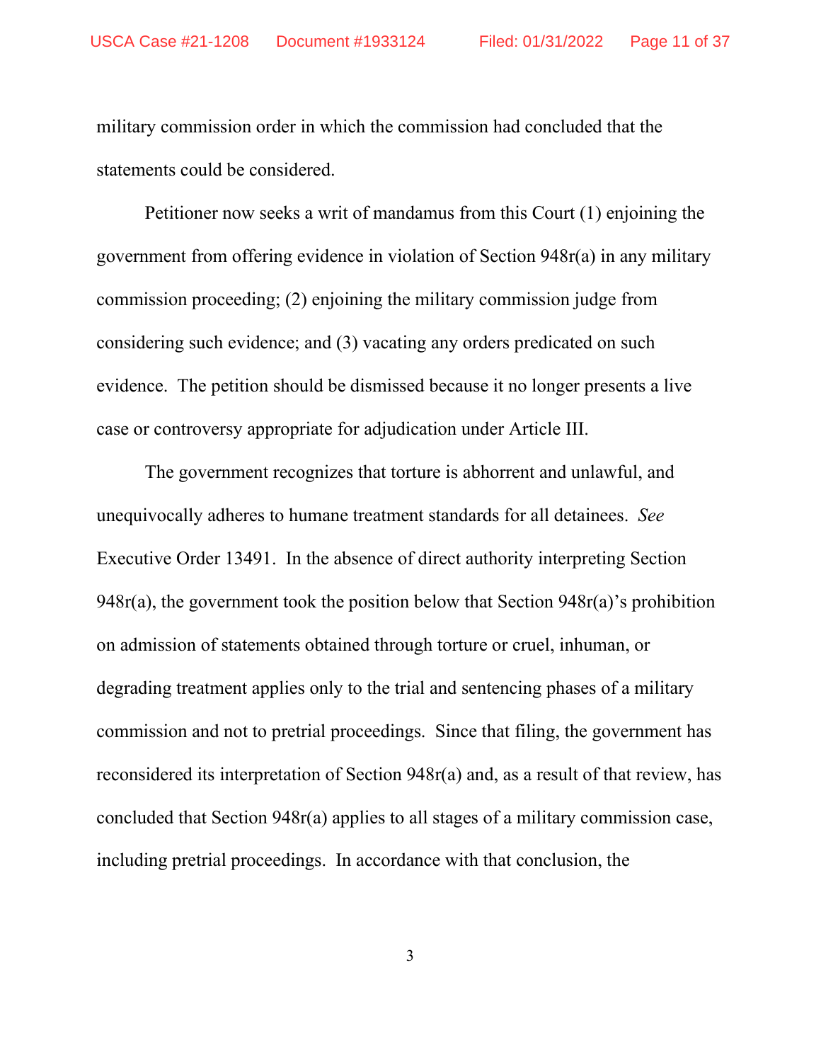military commission order in which the commission had concluded that the statements could be considered.

Petitioner now seeks a writ of mandamus from this Court (1) enjoining the government from offering evidence in violation of Section 948r(a) in any military commission proceeding; (2) enjoining the military commission judge from considering such evidence; and (3) vacating any orders predicated on such evidence. The petition should be dismissed because it no longer presents a live case or controversy appropriate for adjudication under Article III.

The government recognizes that torture is abhorrent and unlawful, and unequivocally adheres to humane treatment standards for all detainees. *See* Executive Order 13491. In the absence of direct authority interpreting Section 948r(a), the government took the position below that Section 948r(a)'s prohibition on admission of statements obtained through torture or cruel, inhuman, or degrading treatment applies only to the trial and sentencing phases of a military commission and not to pretrial proceedings. Since that filing, the government has reconsidered its interpretation of Section 948r(a) and, as a result of that review, has concluded that Section 948r(a) applies to all stages of a military commission case, including pretrial proceedings. In accordance with that conclusion, the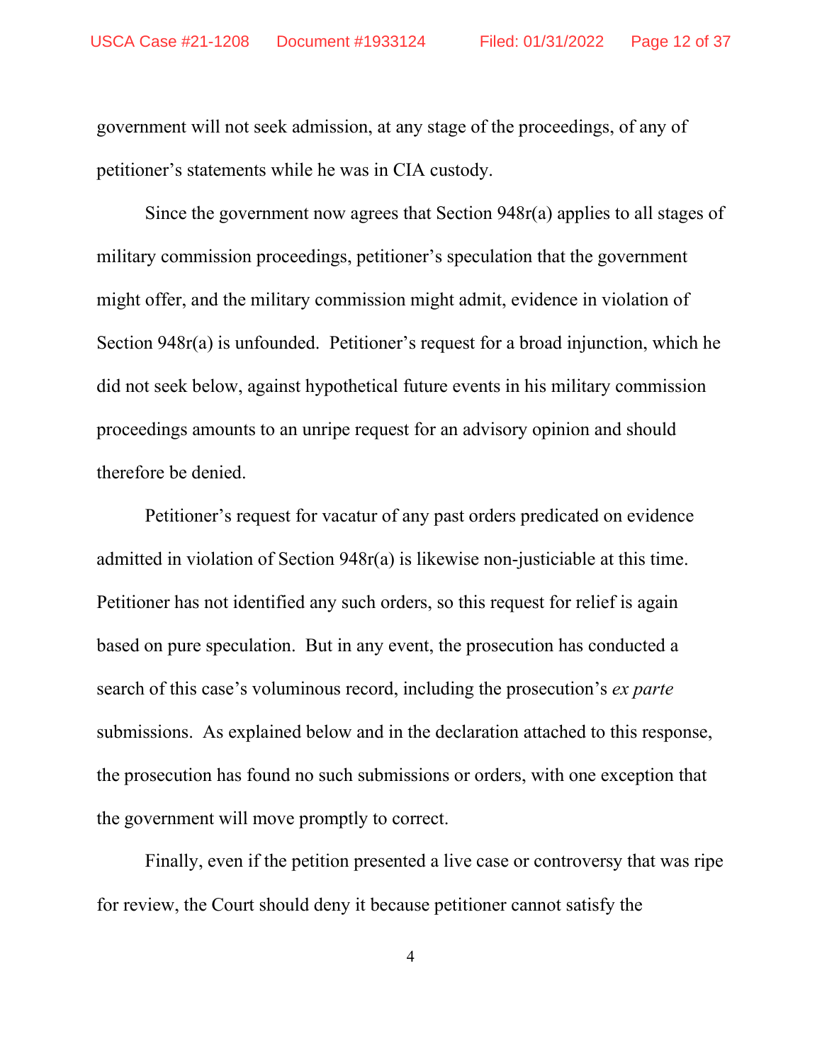government will not seek admission, at any stage of the proceedings, of any of petitioner's statements while he was in CIA custody.

Since the government now agrees that Section 948r(a) applies to all stages of military commission proceedings, petitioner's speculation that the government might offer, and the military commission might admit, evidence in violation of Section 948r(a) is unfounded. Petitioner's request for a broad injunction, which he did not seek below, against hypothetical future events in his military commission proceedings amounts to an unripe request for an advisory opinion and should therefore be denied.

Petitioner's request for vacatur of any past orders predicated on evidence admitted in violation of Section 948r(a) is likewise non-justiciable at this time. Petitioner has not identified any such orders, so this request for relief is again based on pure speculation. But in any event, the prosecution has conducted a search of this case's voluminous record, including the prosecution's *ex parte* submissions. As explained below and in the declaration attached to this response, the prosecution has found no such submissions or orders, with one exception that the government will move promptly to correct.

Finally, even if the petition presented a live case or controversy that was ripe for review, the Court should deny it because petitioner cannot satisfy the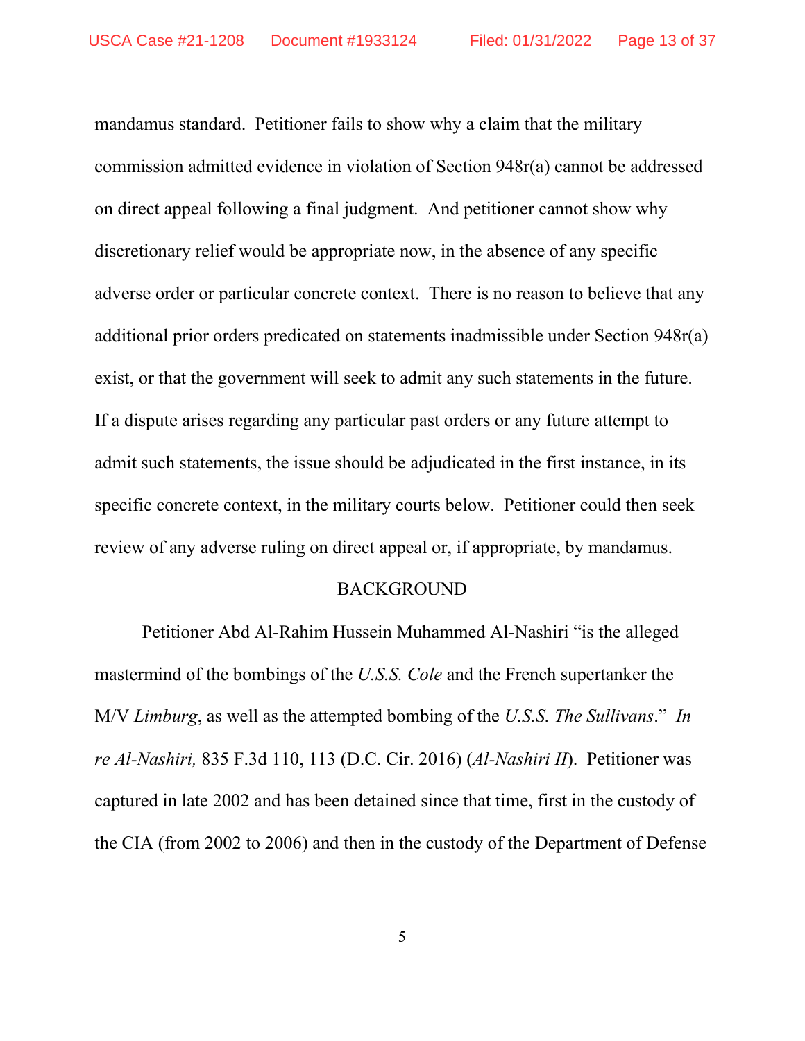mandamus standard. Petitioner fails to show why a claim that the military commission admitted evidence in violation of Section 948r(a) cannot be addressed on direct appeal following a final judgment. And petitioner cannot show why discretionary relief would be appropriate now, in the absence of any specific adverse order or particular concrete context. There is no reason to believe that any additional prior orders predicated on statements inadmissible under Section 948r(a) exist, or that the government will seek to admit any such statements in the future. If a dispute arises regarding any particular past orders or any future attempt to admit such statements, the issue should be adjudicated in the first instance, in its specific concrete context, in the military courts below. Petitioner could then seek review of any adverse ruling on direct appeal or, if appropriate, by mandamus.

## BACKGROUND

Petitioner Abd Al-Rahim Hussein Muhammed Al-Nashiri "is the alleged mastermind of the bombings of the *U.S.S. Cole* and the French supertanker the M/V *Limburg*, as well as the attempted bombing of the *U.S.S. The Sullivans*." *In re Al-Nashiri,* 835 F.3d 110, 113 (D.C. Cir. 2016) (*Al-Nashiri II*). Petitioner was captured in late 2002 and has been detained since that time, first in the custody of the CIA (from 2002 to 2006) and then in the custody of the Department of Defense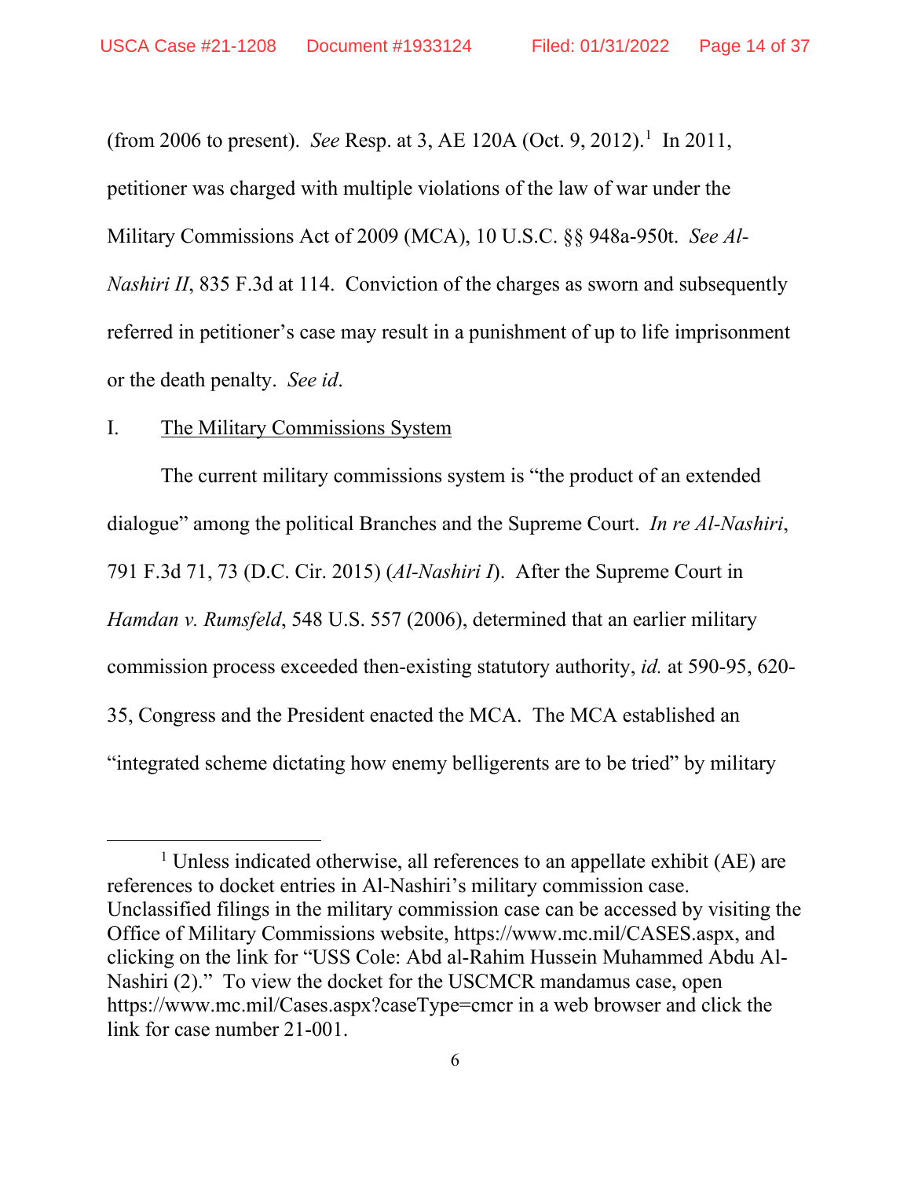(from 2006 to present). *See* Resp. at 3, AE 120A (Oct. 9, 2012).[1] In 2011, petitioner was charged with multiple violations of the law of war under the Military Commissions Act of 2009 (MCA), 10 U.S.C. §§ 948a-950t. *See Al-Nashiri II*, 835 F.3d at 114. Conviction of the charges as sworn and subsequently referred in petitioner's case may result in a punishment of up to life imprisonment or the death penalty. *See id*.

I. <u>The Military Commissions System</u>

The current military commissions system is "the product of an extended dialogue" among the political Branches and the Supreme Court. *In re Al-Nashiri*, 791 F.3d 71, 73 (D.C. Cir. 2015) (*Al-Nashiri I*). After the Supreme Court in *Hamdan v. Rumsfeld*, 548 U.S. 557 (2006), determined that an earlier military commission process exceeded then-existing statutory authority, *id.* at 590-95, 620-35, Congress and the President enacted the MCA. The MCA established an "integrated scheme dictating how enemy belligerents are to be tried" by military

---

[1] Unless indicated otherwise, all references to an appellate exhibit (AE) are references to docket entries in Al-Nashiri's military commission case. Unclassified filings in the military commission case can be accessed by visiting the Office of Military Commissions website, https://www.mc.mil/CASES.aspx, and clicking on the link for "USS Cole: Abd al-Rahim Hussein Muhammed Abdu Al-Nashiri (2)." To view the docket for the USCMCR mandamus case, open https://www.mc.mil/Cases.aspx?caseType=cmcr in a web browser and click the link for case number 21-001.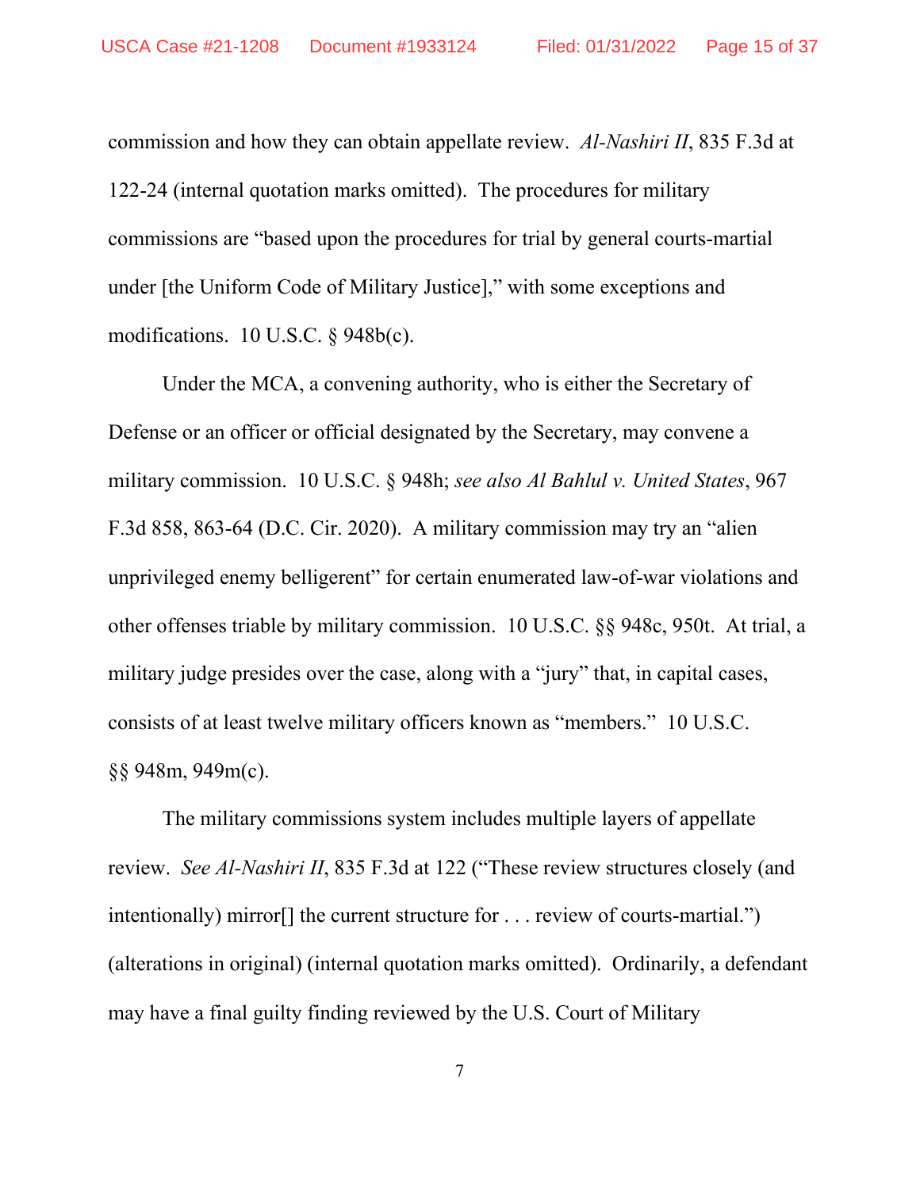commission and how they can obtain appellate review. *Al-Nashiri II*, 835 F.3d at 122-24 (internal quotation marks omitted). The procedures for military commissions are "based upon the procedures for trial by general courts-martial under [the Uniform Code of Military Justice]," with some exceptions and modifications. 10 U.S.C. § 948b(c).

Under the MCA, a convening authority, who is either the Secretary of Defense or an officer or official designated by the Secretary, may convene a military commission. 10 U.S.C. § 948h; *see also Al Bahlul v. United States*, 967 F.3d 858, 863-64 (D.C. Cir. 2020). A military commission may try an "alien unprivileged enemy belligerent" for certain enumerated law-of-war violations and other offenses triable by military commission. 10 U.S.C. §§ 948c, 950t. At trial, a military judge presides over the case, along with a "jury" that, in capital cases, consists of at least twelve military officers known as "members." 10 U.S.C. §§ 948m, 949m(c).

The military commissions system includes multiple layers of appellate review. *See Al-Nashiri II*, 835 F.3d at 122 ("These review structures closely (and intentionally) mirror[] the current structure for . . . review of courts-martial.") (alterations in original) (internal quotation marks omitted). Ordinarily, a defendant may have a final guilty finding reviewed by the U.S. Court of Military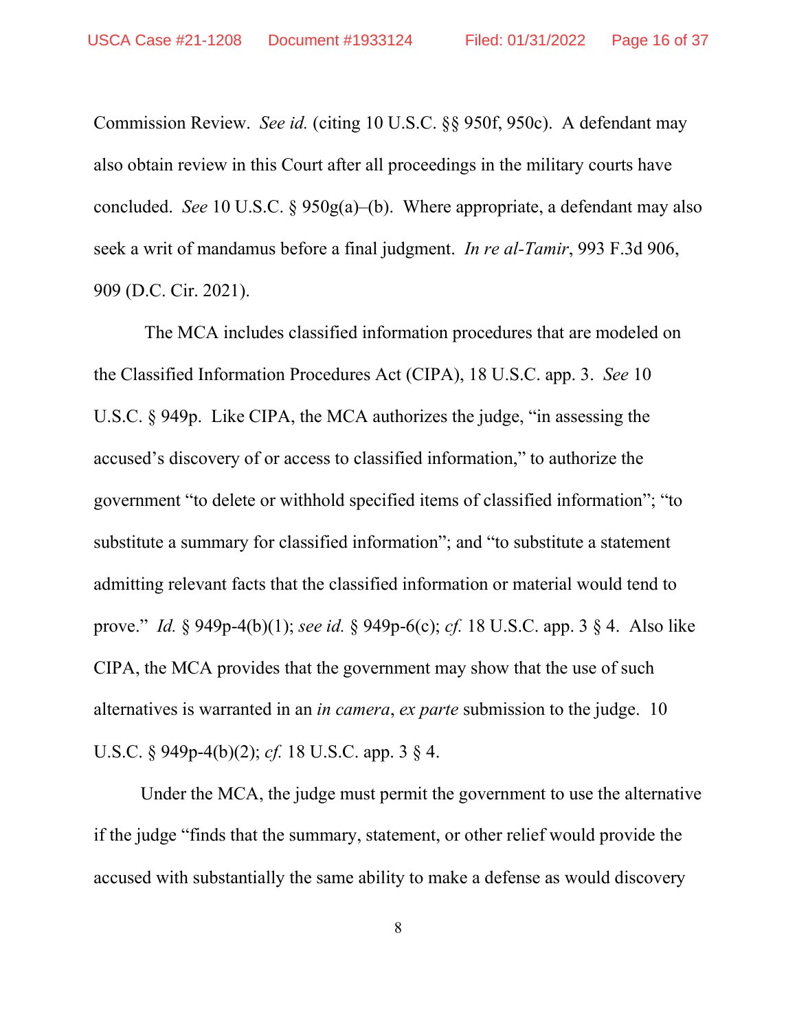Commission Review. *See id.* (citing 10 U.S.C. §§ 950f, 950c). A defendant may also obtain review in this Court after all proceedings in the military courts have concluded. *See* 10 U.S.C. § 950g(a)–(b). Where appropriate, a defendant may also seek a writ of mandamus before a final judgment. *In re al-Tamir*, 993 F.3d 906, 909 (D.C. Cir. 2021).

The MCA includes classified information procedures that are modeled on the Classified Information Procedures Act (CIPA), 18 U.S.C. app. 3. *See* 10 U.S.C. § 949p. Like CIPA, the MCA authorizes the judge, "in assessing the accused's discovery of or access to classified information," to authorize the government "to delete or withhold specified items of classified information"; "to substitute a summary for classified information"; and "to substitute a statement admitting relevant facts that the classified information or material would tend to prove." *Id.* § 949p-4(b)(1); *see id.* § 949p-6(c); *cf.* 18 U.S.C. app. 3 § 4. Also like CIPA, the MCA provides that the government may show that the use of such alternatives is warranted in an *in camera*, *ex parte* submission to the judge. 10 U.S.C. § 949p-4(b)(2); *cf.* 18 U.S.C. app. 3 § 4.

Under the MCA, the judge must permit the government to use the alternative if the judge "finds that the summary, statement, or other relief would provide the accused with substantially the same ability to make a defense as would discovery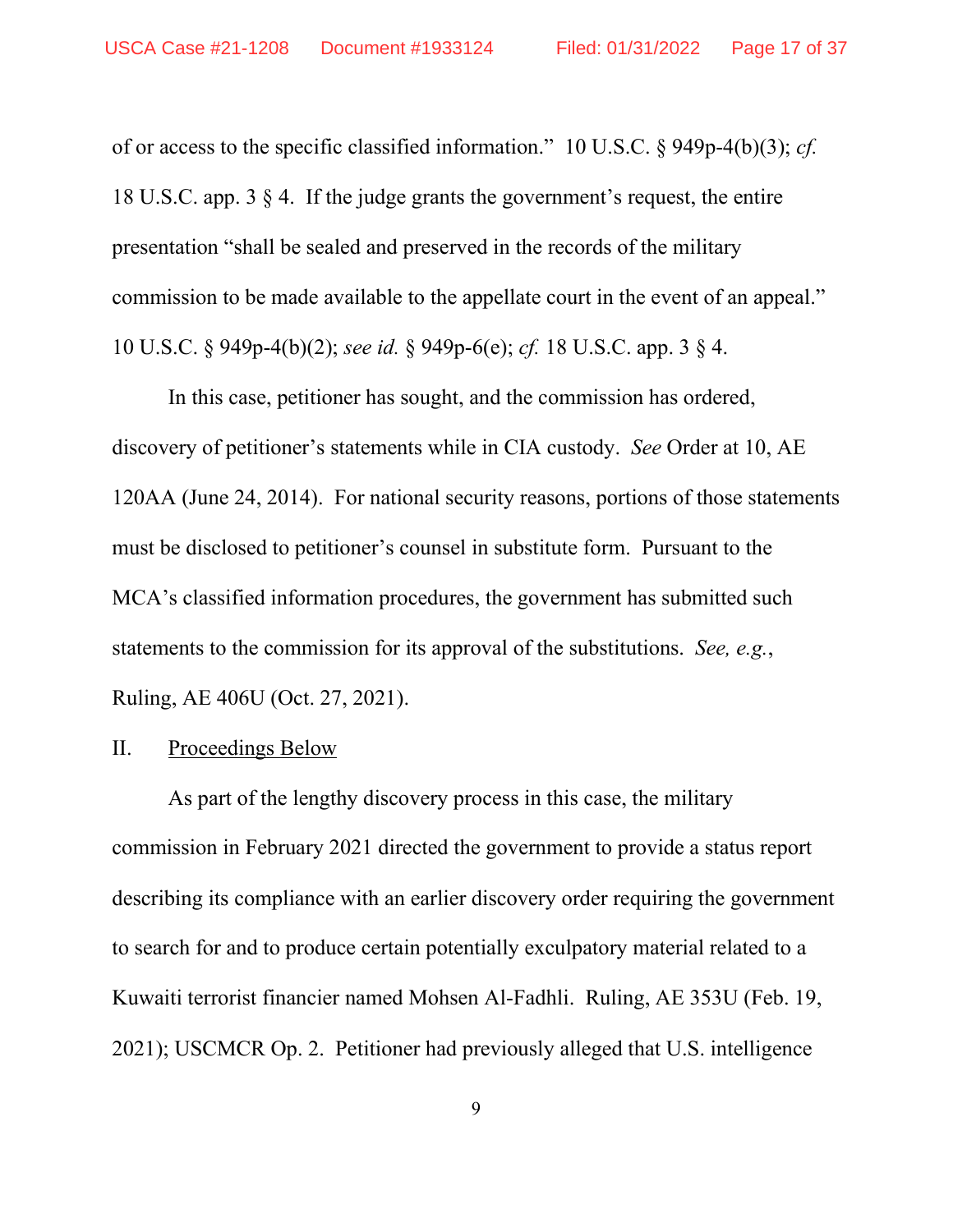of or access to the specific classified information." 10 U.S.C. § 949p-4(b)(3); *cf.* 18 U.S.C. app. 3 § 4. If the judge grants the government's request, the entire presentation "shall be sealed and preserved in the records of the military commission to be made available to the appellate court in the event of an appeal." 10 U.S.C. § 949p-4(b)(2); *see id.* § 949p-6(e); *cf.* 18 U.S.C. app. 3 § 4.

In this case, petitioner has sought, and the commission has ordered, discovery of petitioner's statements while in CIA custody. *See* Order at 10, AE 120AA (June 24, 2014). For national security reasons, portions of those statements must be disclosed to petitioner's counsel in substitute form. Pursuant to the MCA's classified information procedures, the government has submitted such statements to the commission for its approval of the substitutions. *See, e.g.*, Ruling, AE 406U (Oct. 27, 2021).

II. <u>Proceedings Below</u>

As part of the lengthy discovery process in this case, the military commission in February 2021 directed the government to provide a status report describing its compliance with an earlier discovery order requiring the government to search for and to produce certain potentially exculpatory material related to a Kuwaiti terrorist financier named Mohsen Al-Fadhli. Ruling, AE 353U (Feb. 19, 2021); USCMCR Op. 2. Petitioner had previously alleged that U.S. intelligence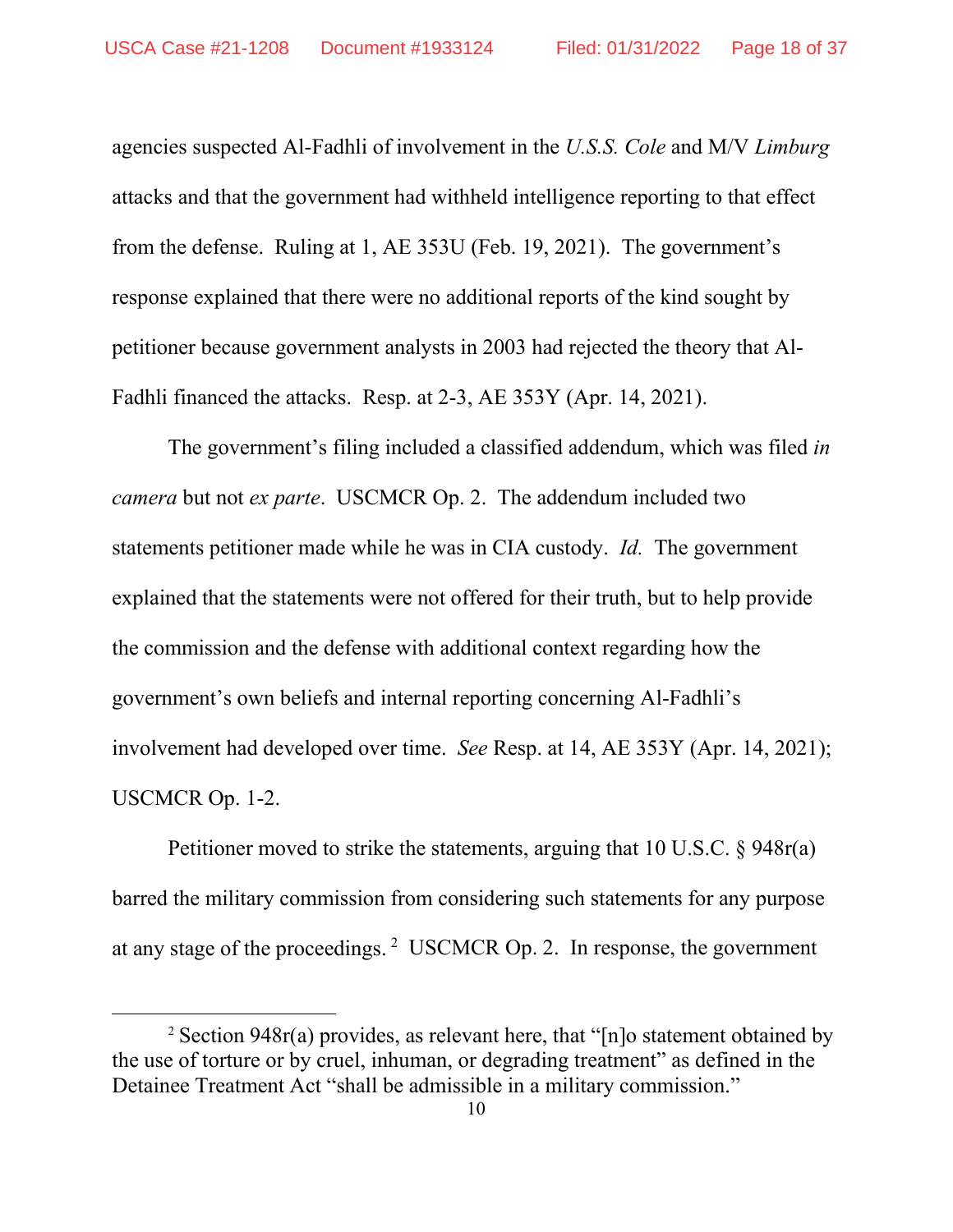agencies suspected Al-Fadhli of involvement in the *U.S.S. Cole* and M/V *Limburg* attacks and that the government had withheld intelligence reporting to that effect from the defense. Ruling at 1, AE 353U (Feb. 19, 2021). The government's response explained that there were no additional reports of the kind sought by petitioner because government analysts in 2003 had rejected the theory that Al-Fadhli financed the attacks. Resp. at 2-3, AE 353Y (Apr. 14, 2021).

The government's filing included a classified addendum, which was filed *in camera* but not *ex parte*. USCMCR Op. 2. The addendum included two statements petitioner made while he was in CIA custody. *Id.* The government explained that the statements were not offered for their truth, but to help provide the commission and the defense with additional context regarding how the government's own beliefs and internal reporting concerning Al-Fadhli's involvement had developed over time. *See* Resp. at 14, AE 353Y (Apr. 14, 2021); USCMCR Op. 1-2.

Petitioner moved to strike the statements, arguing that 10 U.S.C. § 948r(a) barred the military commission from considering such statements for any purpose at any stage of the proceedings.[2] USCMCR Op. 2. In response, the government

[2] Section 948r(a) provides, as relevant here, that "[n]o statement obtained by the use of torture or by cruel, inhuman, or degrading treatment" as defined in the Detainee Treatment Act "shall be admissible in a military commission."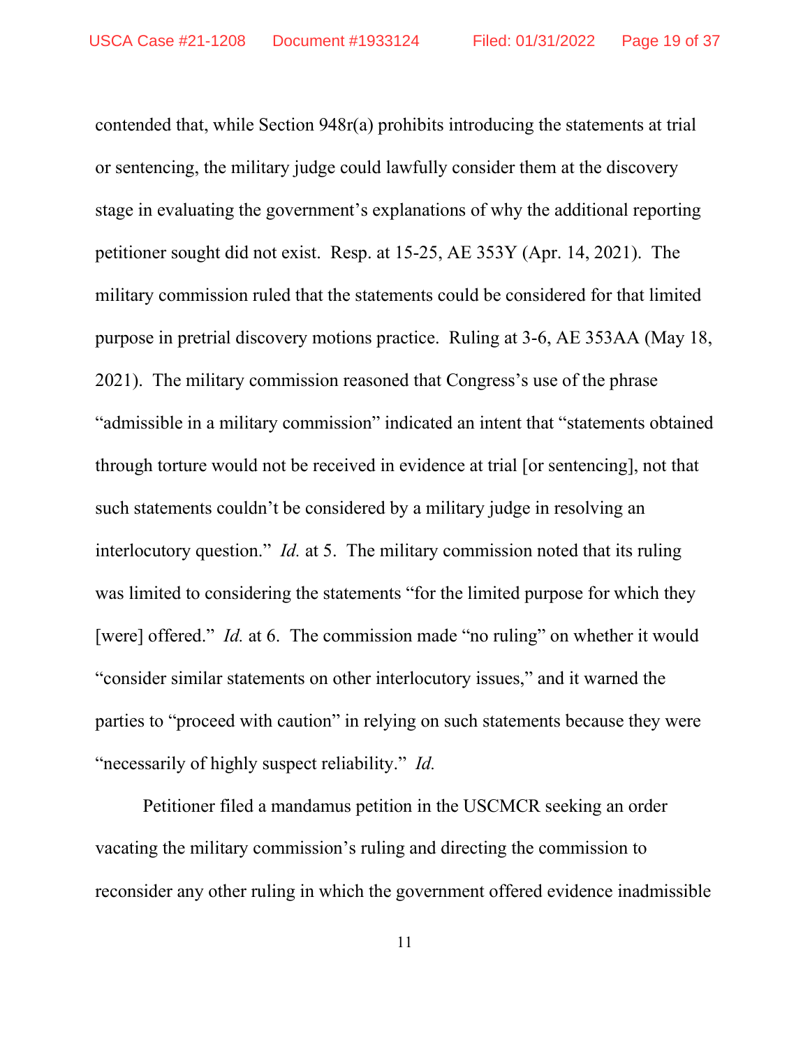contended that, while Section 948r(a) prohibits introducing the statements at trial or sentencing, the military judge could lawfully consider them at the discovery stage in evaluating the government's explanations of why the additional reporting petitioner sought did not exist. Resp. at 15-25, AE 353Y (Apr. 14, 2021). The military commission ruled that the statements could be considered for that limited purpose in pretrial discovery motions practice. Ruling at 3-6, AE 353AA (May 18, 2021). The military commission reasoned that Congress's use of the phrase "admissible in a military commission" indicated an intent that "statements obtained through torture would not be received in evidence at trial [or sentencing], not that such statements couldn't be considered by a military judge in resolving an interlocutory question." *Id.* at 5. The military commission noted that its ruling was limited to considering the statements "for the limited purpose for which they [were] offered." *Id.* at 6. The commission made "no ruling" on whether it would "consider similar statements on other interlocutory issues," and it warned the parties to "proceed with caution" in relying on such statements because they were "necessarily of highly suspect reliability." *Id.*

Petitioner filed a mandamus petition in the USCMCR seeking an order vacating the military commission's ruling and directing the commission to reconsider any other ruling in which the government offered evidence inadmissible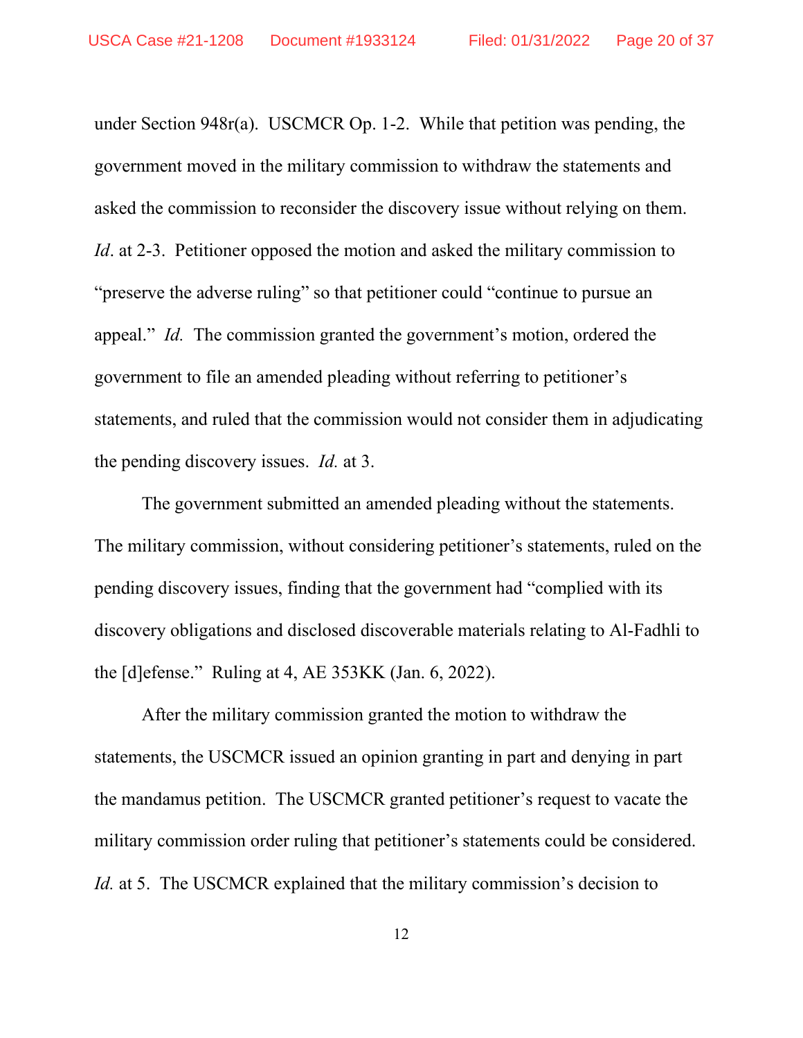under Section 948r(a). USCMCR Op. 1-2. While that petition was pending, the government moved in the military commission to withdraw the statements and asked the commission to reconsider the discovery issue without relying on them. *Id*. at 2-3. Petitioner opposed the motion and asked the military commission to "preserve the adverse ruling" so that petitioner could "continue to pursue an appeal." *Id.* The commission granted the government's motion, ordered the government to file an amended pleading without referring to petitioner's statements, and ruled that the commission would not consider them in adjudicating the pending discovery issues. *Id.* at 3.

The government submitted an amended pleading without the statements. The military commission, without considering petitioner's statements, ruled on the pending discovery issues, finding that the government had "complied with its discovery obligations and disclosed discoverable materials relating to Al-Fadhli to the [d]efense." Ruling at 4, AE 353KK (Jan. 6, 2022).

After the military commission granted the motion to withdraw the statements, the USCMCR issued an opinion granting in part and denying in part the mandamus petition. The USCMCR granted petitioner's request to vacate the military commission order ruling that petitioner's statements could be considered. *Id.* at 5. The USCMCR explained that the military commission's decision to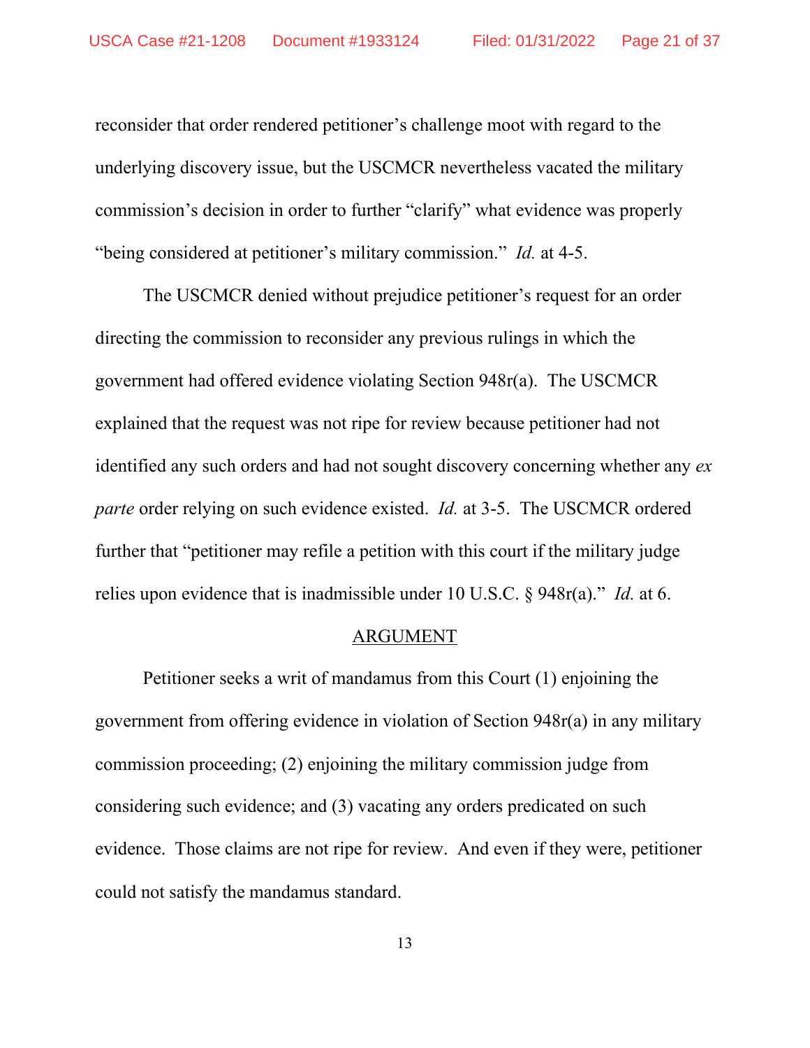reconsider that order rendered petitioner's challenge moot with regard to the underlying discovery issue, but the USCMCR nevertheless vacated the military commission's decision in order to further "clarify" what evidence was properly "being considered at petitioner's military commission." *Id.* at 4-5.

The USCMCR denied without prejudice petitioner's request for an order directing the commission to reconsider any previous rulings in which the government had offered evidence violating Section 948r(a). The USCMCR explained that the request was not ripe for review because petitioner had not identified any such orders and had not sought discovery concerning whether any *ex parte* order relying on such evidence existed. *Id.* at 3-5. The USCMCR ordered further that "petitioner may refile a petition with this court if the military judge relies upon evidence that is inadmissible under 10 U.S.C. § 948r(a)." *Id.* at 6.

## ARGUMENT

Petitioner seeks a writ of mandamus from this Court (1) enjoining the government from offering evidence in violation of Section 948r(a) in any military commission proceeding; (2) enjoining the military commission judge from considering such evidence; and (3) vacating any orders predicated on such evidence. Those claims are not ripe for review. And even if they were, petitioner could not satisfy the mandamus standard.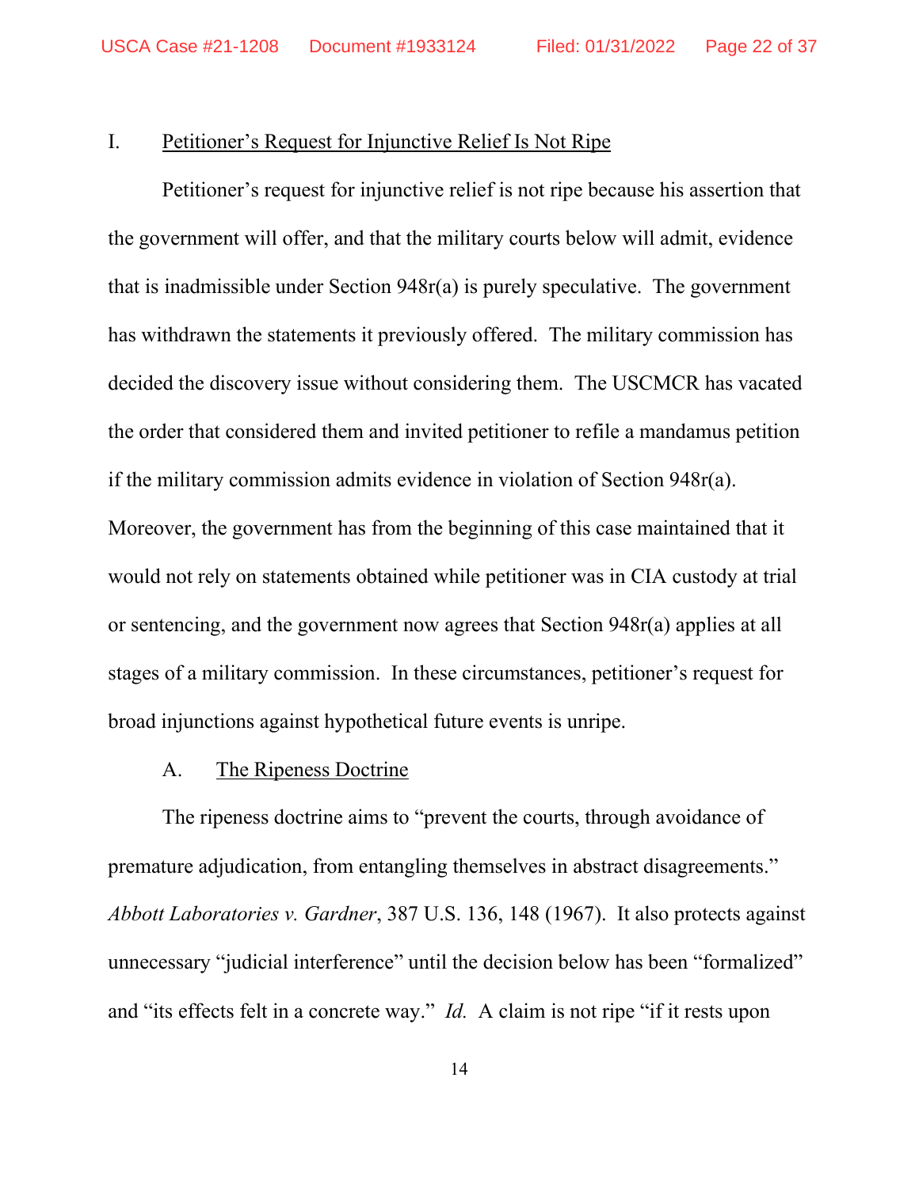## I. Petitioner's Request for Injunctive Relief Is Not Ripe

Petitioner's request for injunctive relief is not ripe because his assertion that the government will offer, and that the military courts below will admit, evidence that is inadmissible under Section 948r(a) is purely speculative. The government has withdrawn the statements it previously offered. The military commission has decided the discovery issue without considering them. The USCMCR has vacated the order that considered them and invited petitioner to refile a mandamus petition if the military commission admits evidence in violation of Section 948r(a). Moreover, the government has from the beginning of this case maintained that it would not rely on statements obtained while petitioner was in CIA custody at trial or sentencing, and the government now agrees that Section 948r(a) applies at all stages of a military commission. In these circumstances, petitioner's request for broad injunctions against hypothetical future events is unripe.

### A. The Ripeness Doctrine

The ripeness doctrine aims to "prevent the courts, through avoidance of premature adjudication, from entangling themselves in abstract disagreements." *Abbott Laboratories v. Gardner*, 387 U.S. 136, 148 (1967). It also protects against unnecessary "judicial interference" until the decision below has been "formalized" and "its effects felt in a concrete way." *Id.* A claim is not ripe "if it rests upon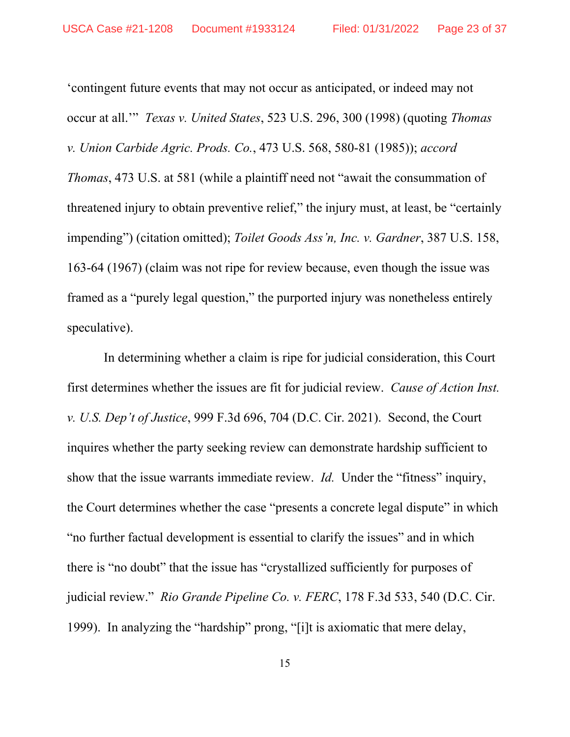'contingent future events that may not occur as anticipated, or indeed may not occur at all.'" *Texas v. United States*, 523 U.S. 296, 300 (1998) (quoting *Thomas v. Union Carbide Agric. Prods. Co.*, 473 U.S. 568, 580-81 (1985)); *accord Thomas*, 473 U.S. at 581 (while a plaintiff need not "await the consummation of threatened injury to obtain preventive relief," the injury must, at least, be "certainly impending") (citation omitted); *Toilet Goods Ass'n, Inc. v. Gardner*, 387 U.S. 158, 163-64 (1967) (claim was not ripe for review because, even though the issue was framed as a "purely legal question," the purported injury was nonetheless entirely speculative).

In determining whether a claim is ripe for judicial consideration, this Court first determines whether the issues are fit for judicial review. *Cause of Action Inst. v. U.S. Dep't of Justice*, 999 F.3d 696, 704 (D.C. Cir. 2021). Second, the Court inquires whether the party seeking review can demonstrate hardship sufficient to show that the issue warrants immediate review. *Id.* Under the "fitness" inquiry, the Court determines whether the case "presents a concrete legal dispute" in which "no further factual development is essential to clarify the issues" and in which there is "no doubt" that the issue has "crystallized sufficiently for purposes of judicial review." *Rio Grande Pipeline Co. v. FERC*, 178 F.3d 533, 540 (D.C. Cir. 1999). In analyzing the "hardship" prong, "[i]t is axiomatic that mere delay,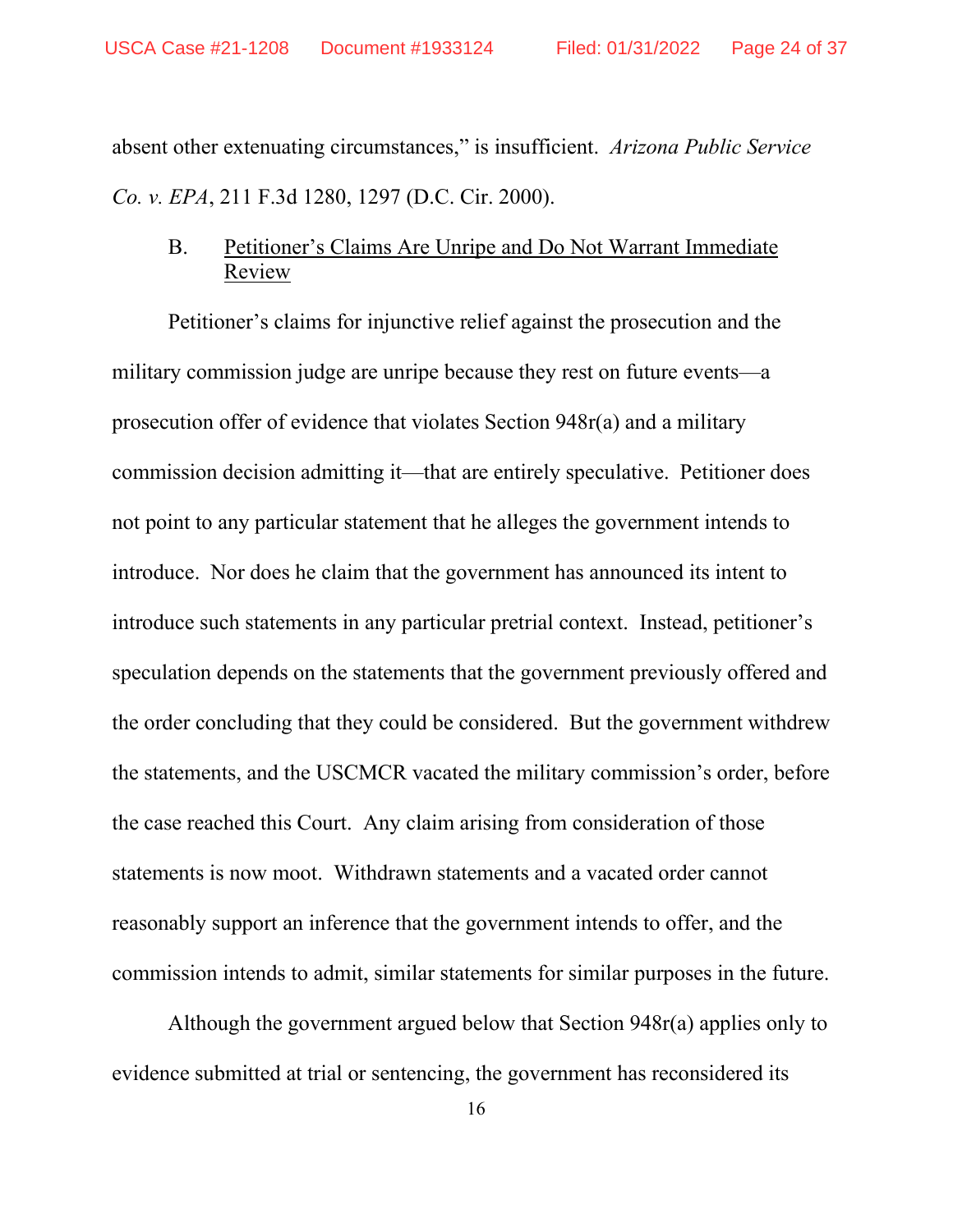absent other extenuating circumstances," is insufficient. *Arizona Public Service Co. v. EPA*, 211 F.3d 1280, 1297 (D.C. Cir. 2000).

### B. Petitioner's Claims Are Unripe and Do Not Warrant Immediate Review

Petitioner's claims for injunctive relief against the prosecution and the military commission judge are unripe because they rest on future events—a prosecution offer of evidence that violates Section 948r(a) and a military commission decision admitting it—that are entirely speculative. Petitioner does not point to any particular statement that he alleges the government intends to introduce. Nor does he claim that the government has announced its intent to introduce such statements in any particular pretrial context. Instead, petitioner's speculation depends on the statements that the government previously offered and the order concluding that they could be considered. But the government withdrew the statements, and the USCMCR vacated the military commission's order, before the case reached this Court. Any claim arising from consideration of those statements is now moot. Withdrawn statements and a vacated order cannot reasonably support an inference that the government intends to offer, and the commission intends to admit, similar statements for similar purposes in the future.

Although the government argued below that Section 948r(a) applies only to evidence submitted at trial or sentencing, the government has reconsidered its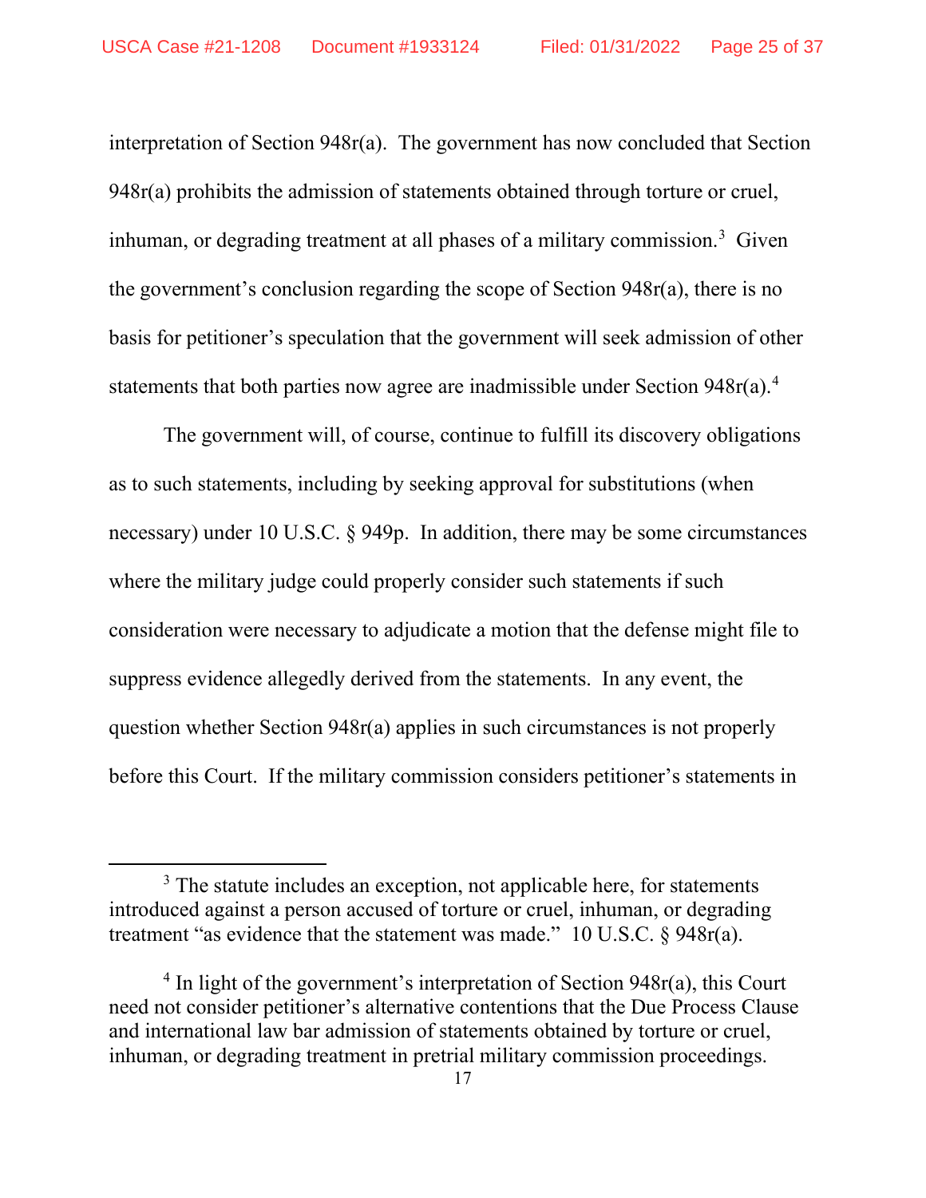interpretation of Section 948r(a). The government has now concluded that Section 948r(a) prohibits the admission of statements obtained through torture or cruel, inhuman, or degrading treatment at all phases of a military commission.[3] Given the government's conclusion regarding the scope of Section 948r(a), there is no basis for petitioner's speculation that the government will seek admission of other statements that both parties now agree are inadmissible under Section 948r(a).[4]

The government will, of course, continue to fulfill its discovery obligations as to such statements, including by seeking approval for substitutions (when necessary) under 10 U.S.C. § 949p. In addition, there may be some circumstances where the military judge could properly consider such statements if such consideration were necessary to adjudicate a motion that the defense might file to suppress evidence allegedly derived from the statements. In any event, the question whether Section 948r(a) applies in such circumstances is not properly before this Court. If the military commission considers petitioner's statements in

---

[3] The statute includes an exception, not applicable here, for statements introduced against a person accused of torture or cruel, inhuman, or degrading treatment "as evidence that the statement was made." 10 U.S.C. § 948r(a).

[4] In light of the government's interpretation of Section 948r(a), this Court need not consider petitioner's alternative contentions that the Due Process Clause and international law bar admission of statements obtained by torture or cruel, inhuman, or degrading treatment in pretrial military commission proceedings.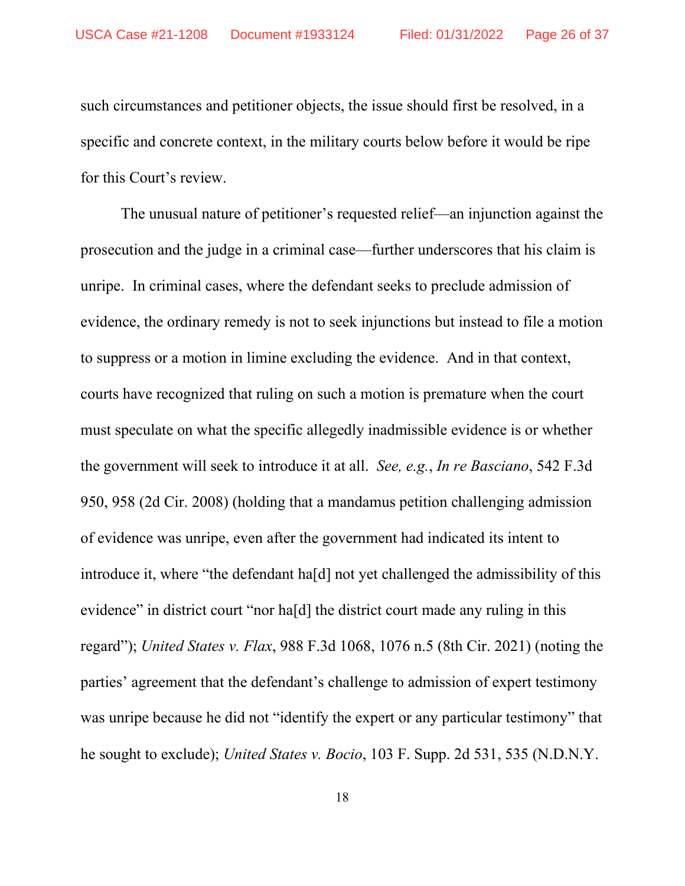such circumstances and petitioner objects, the issue should first be resolved, in a specific and concrete context, in the military courts below before it would be ripe for this Court's review.

The unusual nature of petitioner's requested relief—an injunction against the prosecution and the judge in a criminal case—further underscores that his claim is unripe. In criminal cases, where the defendant seeks to preclude admission of evidence, the ordinary remedy is not to seek injunctions but instead to file a motion to suppress or a motion in limine excluding the evidence. And in that context, courts have recognized that ruling on such a motion is premature when the court must speculate on what the specific allegedly inadmissible evidence is or whether the government will seek to introduce it at all. *See, e.g.*, *In re Basciano*, 542 F.3d 950, 958 (2d Cir. 2008) (holding that a mandamus petition challenging admission of evidence was unripe, even after the government had indicated its intent to introduce it, where "the defendant ha[d] not yet challenged the admissibility of this evidence" in district court "nor ha[d] the district court made any ruling in this regard"); *United States v. Flax*, 988 F.3d 1068, 1076 n.5 (8th Cir. 2021) (noting the parties' agreement that the defendant's challenge to admission of expert testimony was unripe because he did not "identify the expert or any particular testimony" that he sought to exclude); *United States v. Bocio*, 103 F. Supp. 2d 531, 535 (N.D.N.Y.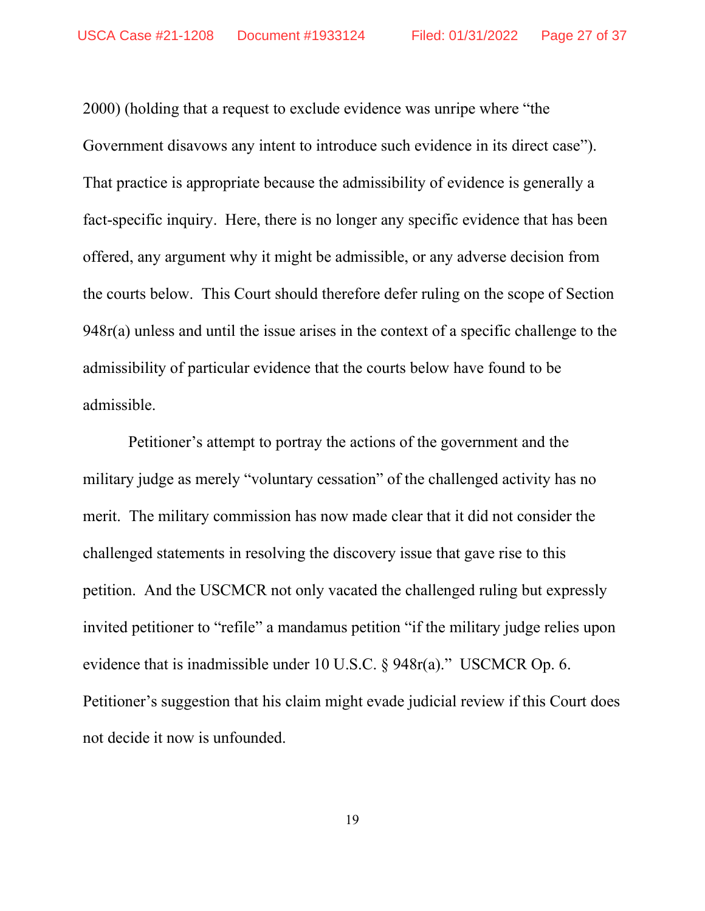2000) (holding that a request to exclude evidence was unripe where "the Government disavows any intent to introduce such evidence in its direct case"). That practice is appropriate because the admissibility of evidence is generally a fact-specific inquiry. Here, there is no longer any specific evidence that has been offered, any argument why it might be admissible, or any adverse decision from the courts below. This Court should therefore defer ruling on the scope of Section 948r(a) unless and until the issue arises in the context of a specific challenge to the admissibility of particular evidence that the courts below have found to be admissible.

Petitioner's attempt to portray the actions of the government and the military judge as merely "voluntary cessation" of the challenged activity has no merit. The military commission has now made clear that it did not consider the challenged statements in resolving the discovery issue that gave rise to this petition. And the USCMCR not only vacated the challenged ruling but expressly invited petitioner to "refile" a mandamus petition "if the military judge relies upon evidence that is inadmissible under 10 U.S.C. § 948r(a)." USCMCR Op. 6. Petitioner's suggestion that his claim might evade judicial review if this Court does not decide it now is unfounded.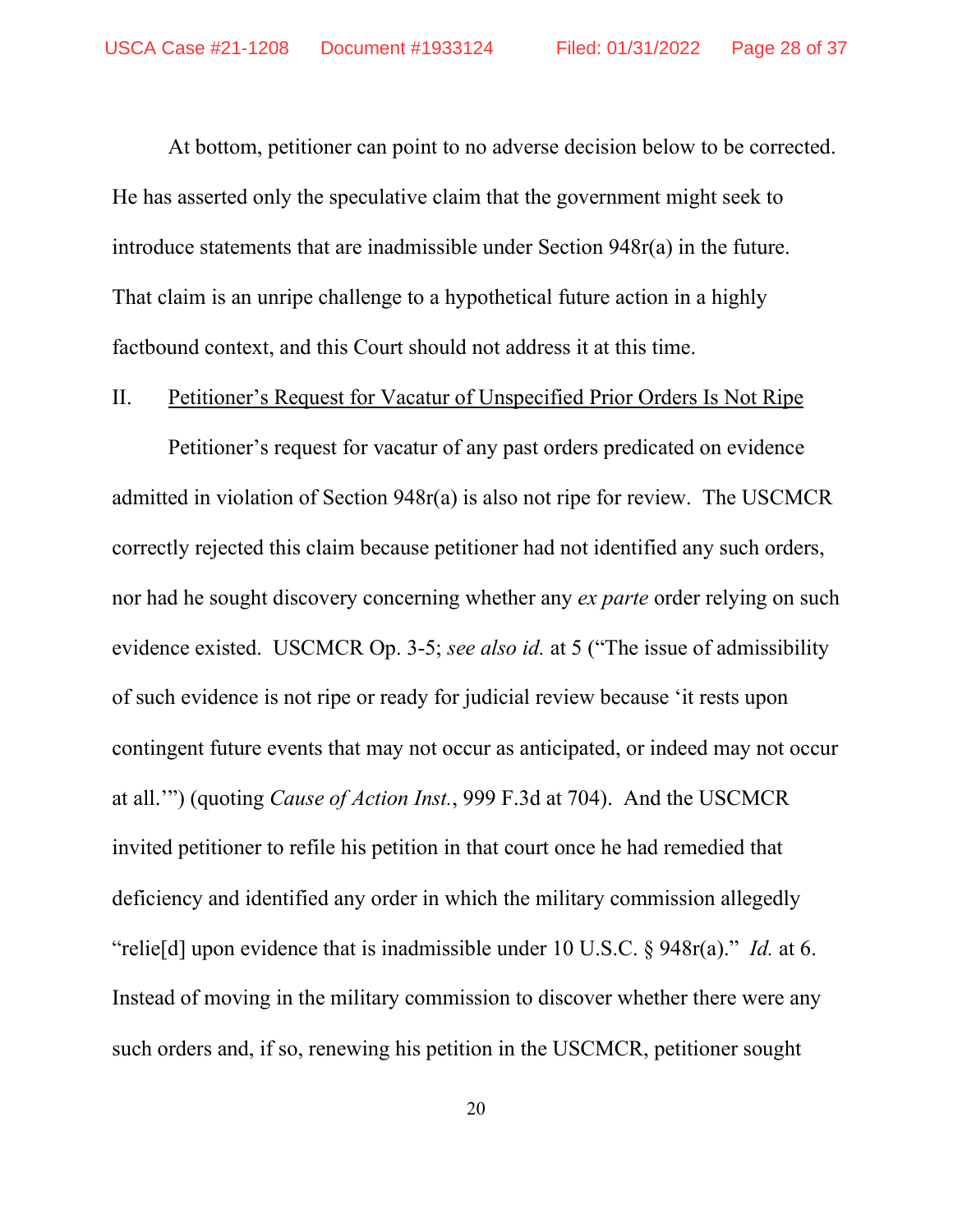At bottom, petitioner can point to no adverse decision below to be corrected. He has asserted only the speculative claim that the government might seek to introduce statements that are inadmissible under Section 948r(a) in the future. That claim is an unripe challenge to a hypothetical future action in a highly factbound context, and this Court should not address it at this time.

## II. Petitioner's Request for Vacatur of Unspecified Prior Orders Is Not Ripe

Petitioner's request for vacatur of any past orders predicated on evidence admitted in violation of Section 948r(a) is also not ripe for review. The USCMCR correctly rejected this claim because petitioner had not identified any such orders, nor had he sought discovery concerning whether any *ex parte* order relying on such evidence existed. USCMCR Op. 3-5; *see also id.* at 5 ("The issue of admissibility of such evidence is not ripe or ready for judicial review because 'it rests upon contingent future events that may not occur as anticipated, or indeed may not occur at all.'") (quoting *Cause of Action Inst.*, 999 F.3d at 704). And the USCMCR invited petitioner to refile his petition in that court once he had remedied that deficiency and identified any order in which the military commission allegedly "relie[d] upon evidence that is inadmissible under 10 U.S.C. § 948r(a)." *Id.* at 6. Instead of moving in the military commission to discover whether there were any such orders and, if so, renewing his petition in the USCMCR, petitioner sought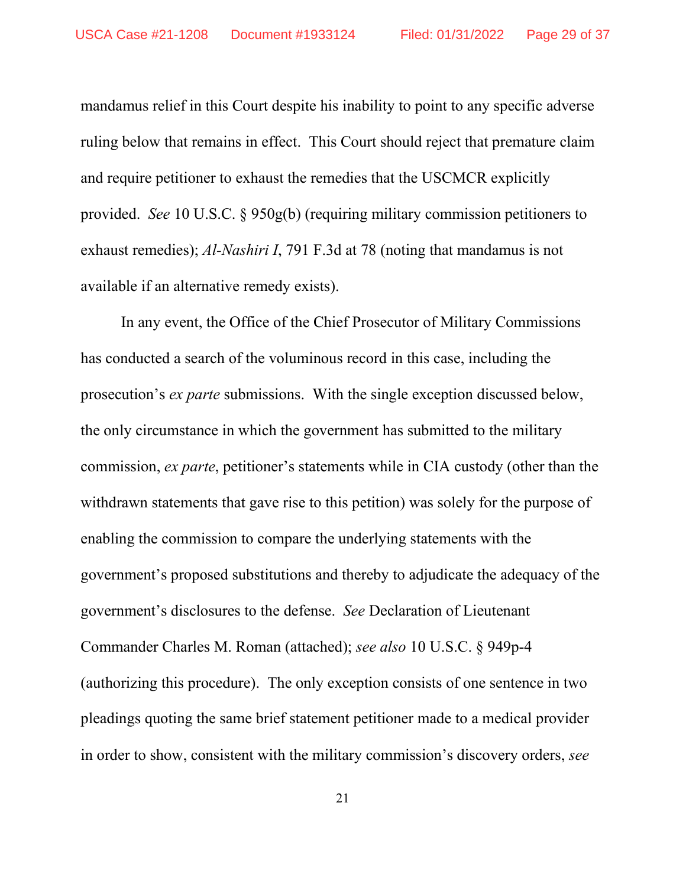mandamus relief in this Court despite his inability to point to any specific adverse ruling below that remains in effect. This Court should reject that premature claim and require petitioner to exhaust the remedies that the USCMCR explicitly provided. *See* 10 U.S.C. § 950g(b) (requiring military commission petitioners to exhaust remedies); *Al-Nashiri I*, 791 F.3d at 78 (noting that mandamus is not available if an alternative remedy exists).

In any event, the Office of the Chief Prosecutor of Military Commissions has conducted a search of the voluminous record in this case, including the prosecution's *ex parte* submissions. With the single exception discussed below, the only circumstance in which the government has submitted to the military commission, *ex parte*, petitioner's statements while in CIA custody (other than the withdrawn statements that gave rise to this petition) was solely for the purpose of enabling the commission to compare the underlying statements with the government's proposed substitutions and thereby to adjudicate the adequacy of the government's disclosures to the defense. *See* Declaration of Lieutenant Commander Charles M. Roman (attached); *see also* 10 U.S.C. § 949p-4 (authorizing this procedure). The only exception consists of one sentence in two pleadings quoting the same brief statement petitioner made to a medical provider in order to show, consistent with the military commission's discovery orders, *see*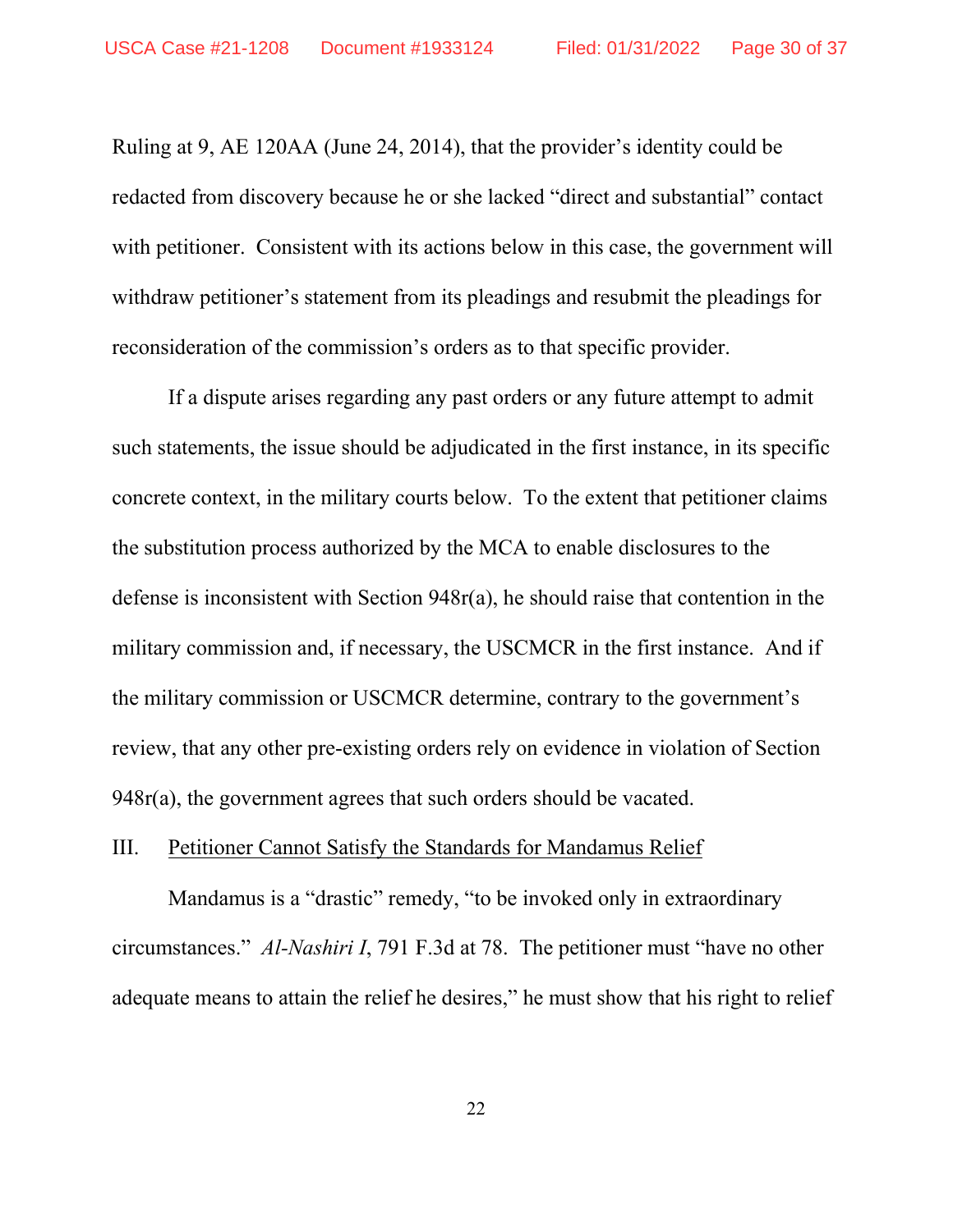Ruling at 9, AE 120AA (June 24, 2014), that the provider's identity could be redacted from discovery because he or she lacked "direct and substantial" contact with petitioner. Consistent with its actions below in this case, the government will withdraw petitioner's statement from its pleadings and resubmit the pleadings for reconsideration of the commission's orders as to that specific provider.

If a dispute arises regarding any past orders or any future attempt to admit such statements, the issue should be adjudicated in the first instance, in its specific concrete context, in the military courts below. To the extent that petitioner claims the substitution process authorized by the MCA to enable disclosures to the defense is inconsistent with Section 948r(a), he should raise that contention in the military commission and, if necessary, the USCMCR in the first instance. And if the military commission or USCMCR determine, contrary to the government's review, that any other pre-existing orders rely on evidence in violation of Section 948r(a), the government agrees that such orders should be vacated.

## III. Petitioner Cannot Satisfy the Standards for Mandamus Relief

Mandamus is a "drastic" remedy, "to be invoked only in extraordinary circumstances." *Al-Nashiri I*, 791 F.3d at 78. The petitioner must "have no other adequate means to attain the relief he desires," he must show that his right to relief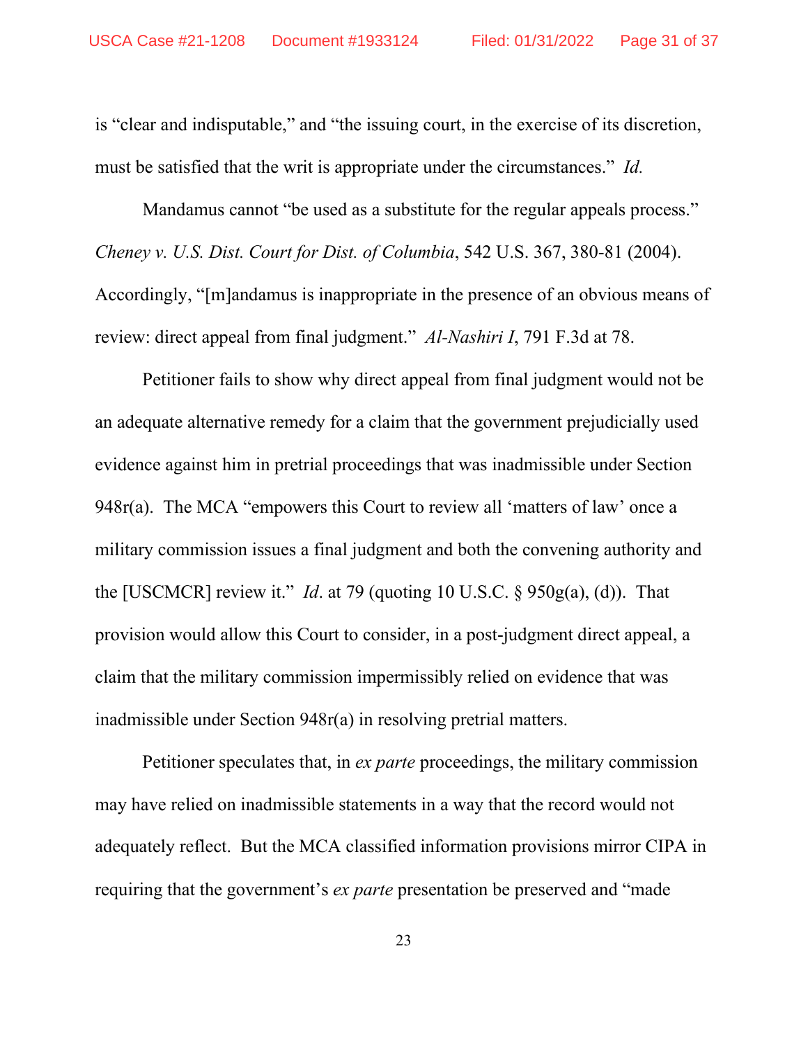is "clear and indisputable," and "the issuing court, in the exercise of its discretion, must be satisfied that the writ is appropriate under the circumstances." *Id.*

Mandamus cannot "be used as a substitute for the regular appeals process." *Cheney v. U.S. Dist. Court for Dist. of Columbia*, 542 U.S. 367, 380-81 (2004). Accordingly, "[m]andamus is inappropriate in the presence of an obvious means of review: direct appeal from final judgment." *Al-Nashiri I*, 791 F.3d at 78.

Petitioner fails to show why direct appeal from final judgment would not be an adequate alternative remedy for a claim that the government prejudicially used evidence against him in pretrial proceedings that was inadmissible under Section 948r(a). The MCA "empowers this Court to review all 'matters of law' once a military commission issues a final judgment and both the convening authority and the [USCMCR] review it." *Id*. at 79 (quoting 10 U.S.C. § 950g(a), (d)). That provision would allow this Court to consider, in a post-judgment direct appeal, a claim that the military commission impermissibly relied on evidence that was inadmissible under Section 948r(a) in resolving pretrial matters.

Petitioner speculates that, in *ex parte* proceedings, the military commission may have relied on inadmissible statements in a way that the record would not adequately reflect. But the MCA classified information provisions mirror CIPA in requiring that the government's *ex parte* presentation be preserved and "made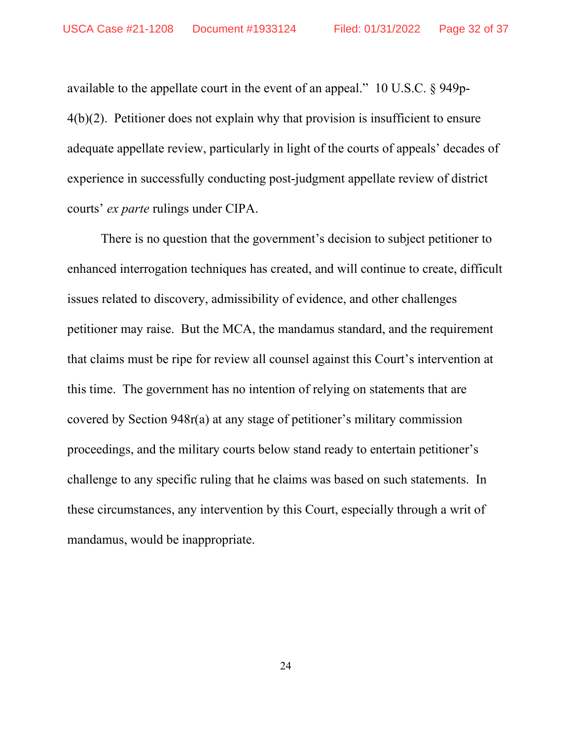available to the appellate court in the event of an appeal." 10 U.S.C. § 949p-4(b)(2). Petitioner does not explain why that provision is insufficient to ensure adequate appellate review, particularly in light of the courts of appeals' decades of experience in successfully conducting post-judgment appellate review of district courts' *ex parte* rulings under CIPA.

There is no question that the government's decision to subject petitioner to enhanced interrogation techniques has created, and will continue to create, difficult issues related to discovery, admissibility of evidence, and other challenges petitioner may raise. But the MCA, the mandamus standard, and the requirement that claims must be ripe for review all counsel against this Court's intervention at this time. The government has no intention of relying on statements that are covered by Section 948r(a) at any stage of petitioner's military commission proceedings, and the military courts below stand ready to entertain petitioner's challenge to any specific ruling that he claims was based on such statements. In these circumstances, any intervention by this Court, especially through a writ of mandamus, would be inappropriate.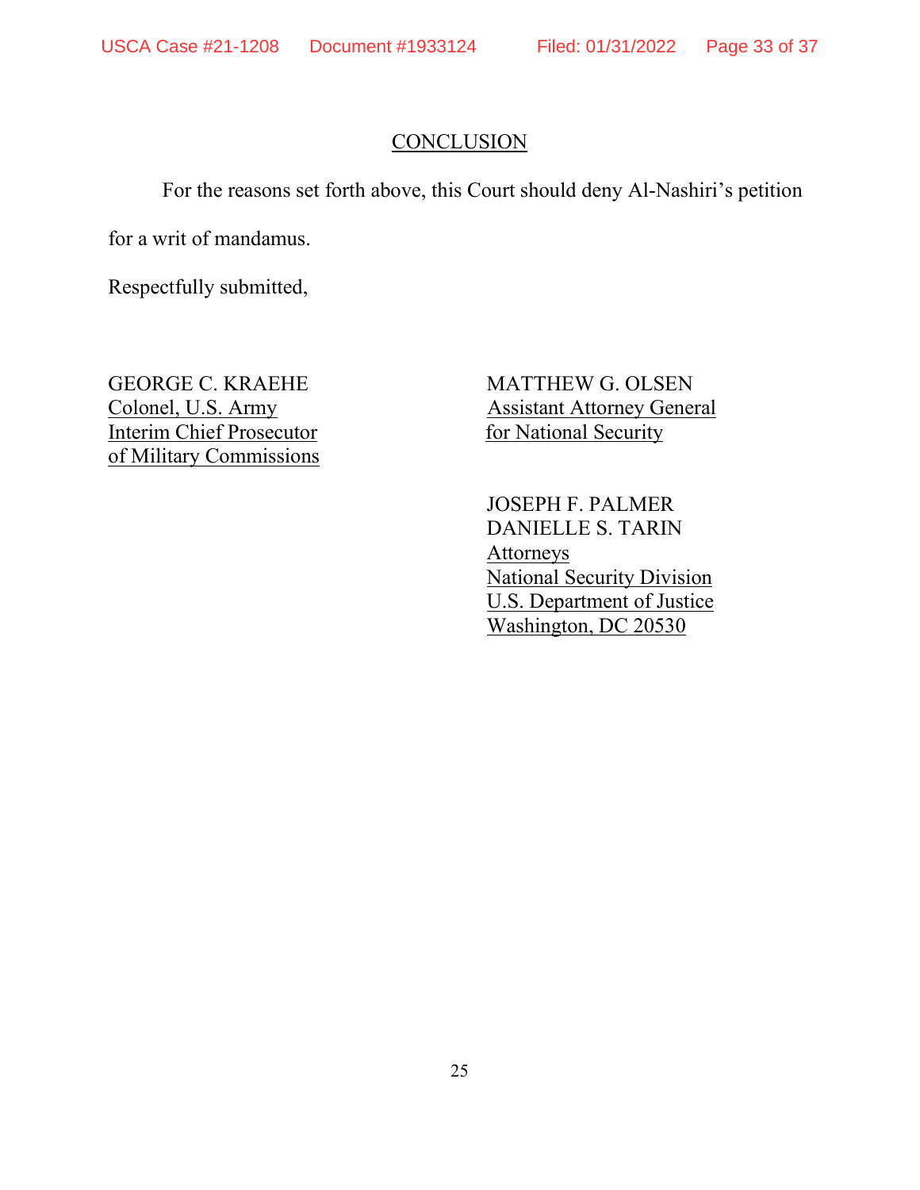## CONCLUSION

For the reasons set forth above, this Court should deny Al-Nashiri's petition for a writ of mandamus.

Respectfully submitted,

GEORGE C. KRAEHE
Colonel, U.S. Army
Interim Chief Prosecutor
of Military Commissions

MATTHEW G. OLSEN
Assistant Attorney General
for National Security

JOSEPH F. PALMER
DANIELLE S. TARIN
Attorneys
National Security Division
U.S. Department of Justice
Washington, DC 20530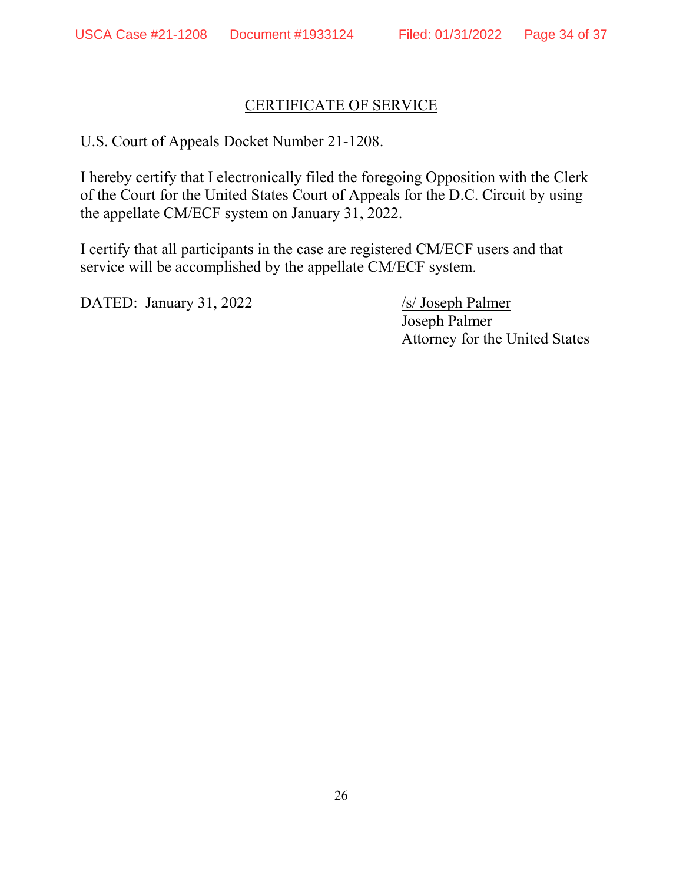# CERTIFICATE OF SERVICE

U.S. Court of Appeals Docket Number 21-1208.

I hereby certify that I electronically filed the foregoing Opposition with the Clerk of the Court for the United States Court of Appeals for the D.C. Circuit by using the appellate CM/ECF system on January 31, 2022.

I certify that all participants in the case are registered CM/ECF users and that service will be accomplished by the appellate CM/ECF system.

DATED: January 31, 2022

/s/ Joseph Palmer
Joseph Palmer
Attorney for the United States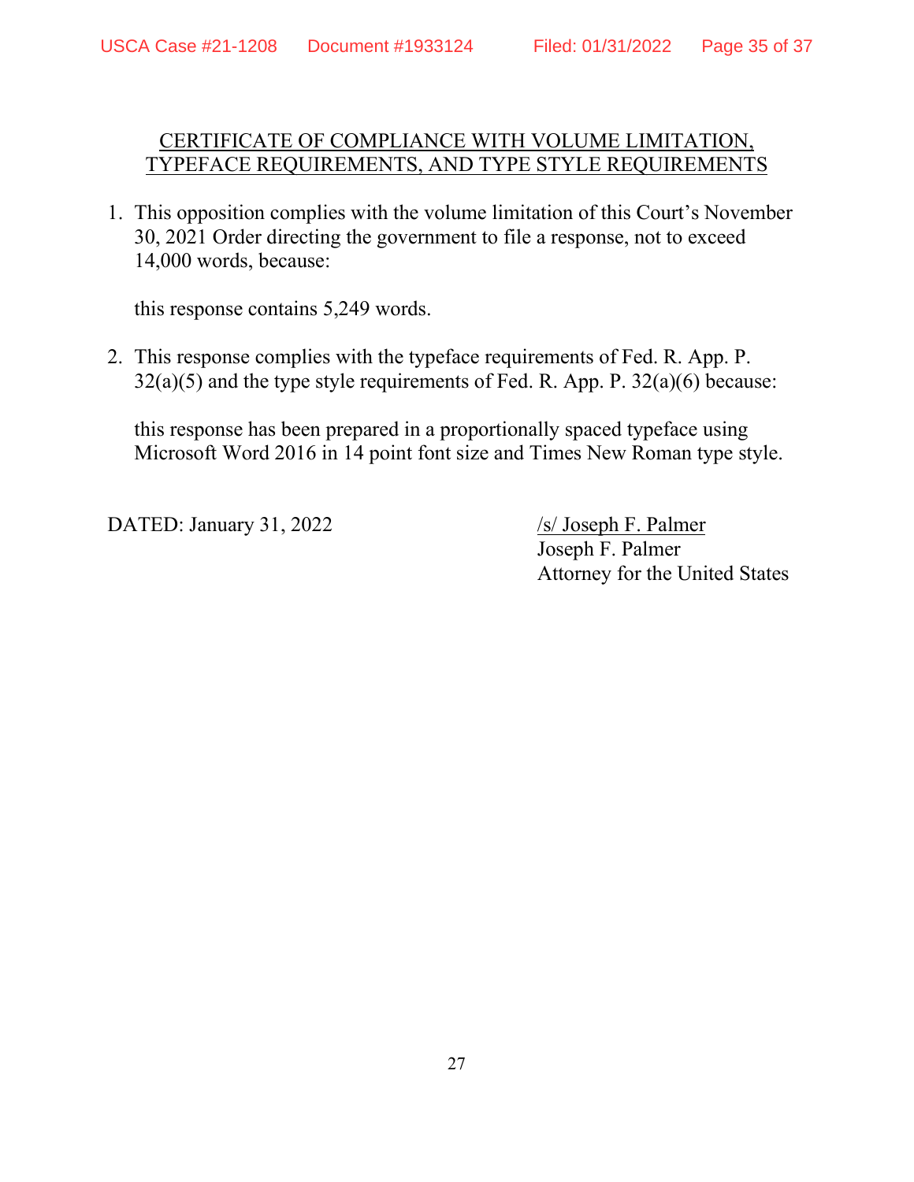## CERTIFICATE OF COMPLIANCE WITH VOLUME LIMITATION, TYPEFACE REQUIREMENTS, AND TYPE STYLE REQUIREMENTS

1. This opposition complies with the volume limitation of this Court's November 30, 2021 Order directing the government to file a response, not to exceed 14,000 words, because:

   this response contains 5,249 words.

2. This response complies with the typeface requirements of Fed. R. App. P. 32(a)(5) and the type style requirements of Fed. R. App. P. 32(a)(6) because:

   this response has been prepared in a proportionally spaced typeface using Microsoft Word 2016 in 14 point font size and Times New Roman type style.

DATED: January 31, 2022

/s/ Joseph F. Palmer
Joseph F. Palmer
Attorney for the United States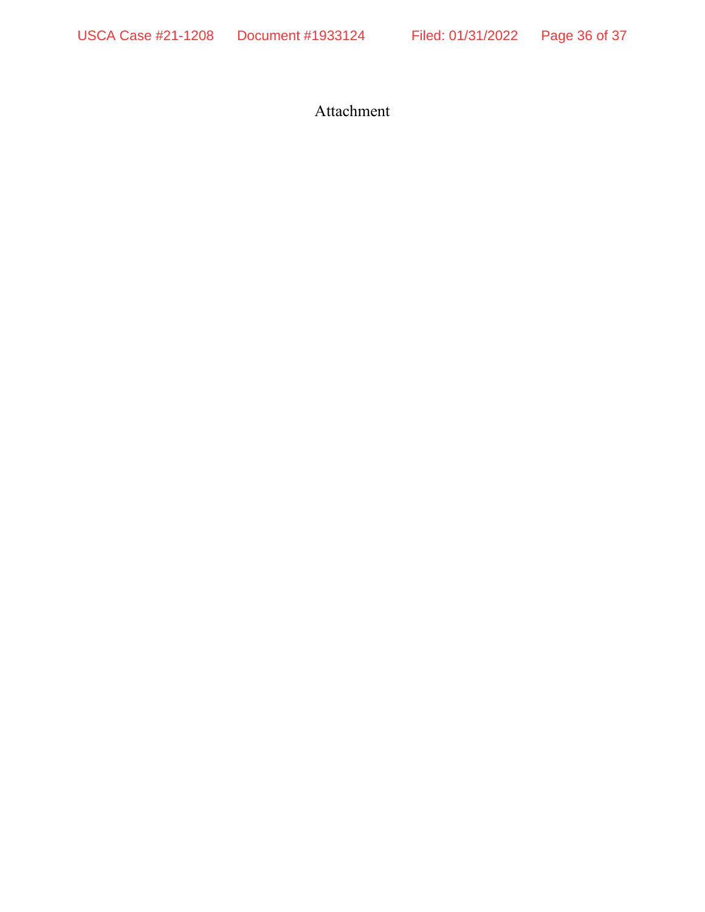Attachment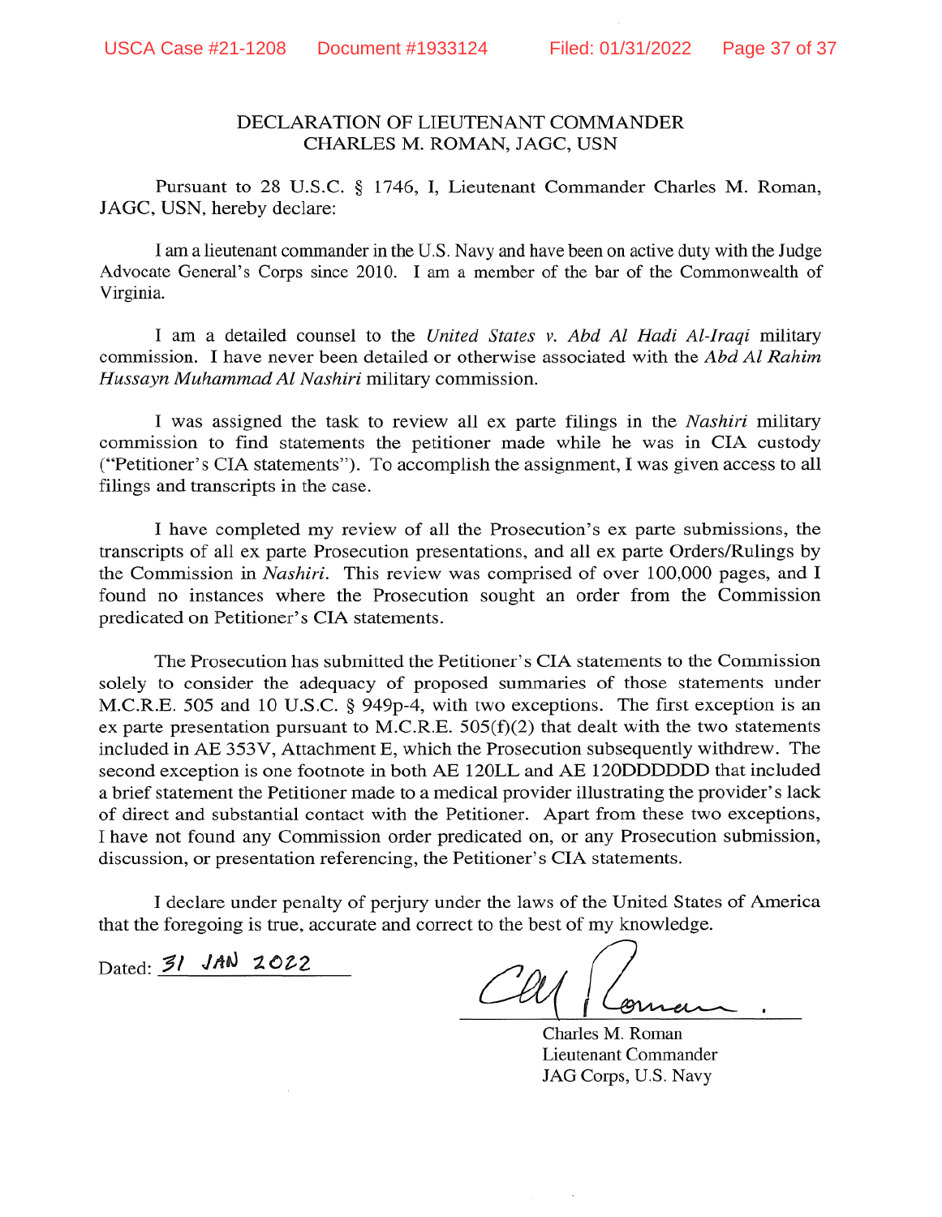DECLARATION OF LIEUTENANT COMMANDER
CHARLES M. ROMAN, JAGC, USN

Pursuant to 28 U.S.C. § 1746, I, Lieutenant Commander Charles M. Roman, JAGC, USN, hereby declare:

I am a lieutenant commander in the U.S. Navy and have been on active duty with the Judge Advocate General's Corps since 2010. I am a member of the bar of the Commonwealth of Virginia.

I am a detailed counsel to the *United States v. Abd Al Hadi Al-Iraqi* military commission. I have never been detailed or otherwise associated with the *Abd Al Rahim Hussayn Muhammad Al Nashiri* military commission.

I was assigned the task to review all ex parte filings in the *Nashiri* military commission to find statements the petitioner made while he was in CIA custody ("Petitioner's CIA statements"). To accomplish the assignment, I was given access to all filings and transcripts in the case.

I have completed my review of all the Prosecution's ex parte submissions, the transcripts of all ex parte Prosecution presentations, and all ex parte Orders/Rulings by the Commission in *Nashiri*. This review was comprised of over 100,000 pages, and I found no instances where the Prosecution sought an order from the Commission predicated on Petitioner's CIA statements.

The Prosecution has submitted the Petitioner's CIA statements to the Commission solely to consider the adequacy of proposed summaries of those statements under M.C.R.E. 505 and 10 U.S.C. § 949p-4, with two exceptions. The first exception is an ex parte presentation pursuant to M.C.R.E. 505(f)(2) that dealt with the two statements included in AE 353V, Attachment E, which the Prosecution subsequently withdrew. The second exception is one footnote in both AE 120LL and AE 120DDDDDD that included a brief statement the Petitioner made to a medical provider illustrating the provider's lack of direct and substantial contact with the Petitioner. Apart from these two exceptions, I have not found any Commission order predicated on, or any Prosecution submission, discussion, or presentation referencing, the Petitioner's CIA statements.

I declare under penalty of perjury under the laws of the United States of America that the foregoing is true, accurate and correct to the best of my knowledge.

Dated: 31 JAN 2022

Charles M. Roman
Lieutenant Commander
JAG Corps, U.S. Navy